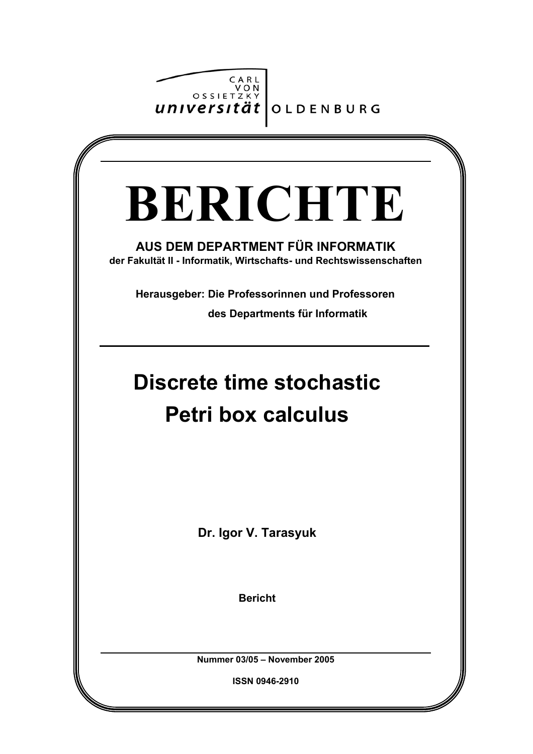CARL VON OSSIETZKY **universität** OLDENBURG

# BERICHTE

**AUS DEM DEPARTMENT FÜR INFORMATIK**

**der Fakultät II - Informatik, Wirtschafts- und Rechtswissenschaften**

**Herausgeber: Die Professorinnen und Professoren des Departments für Informatik**

## Discrete time stochastic Petri box calculus

**Dr. Igor V. Tarasyuk**

**Bericht**

**Nummer 03/05 – November 2005**

**ISSN 0946-2910**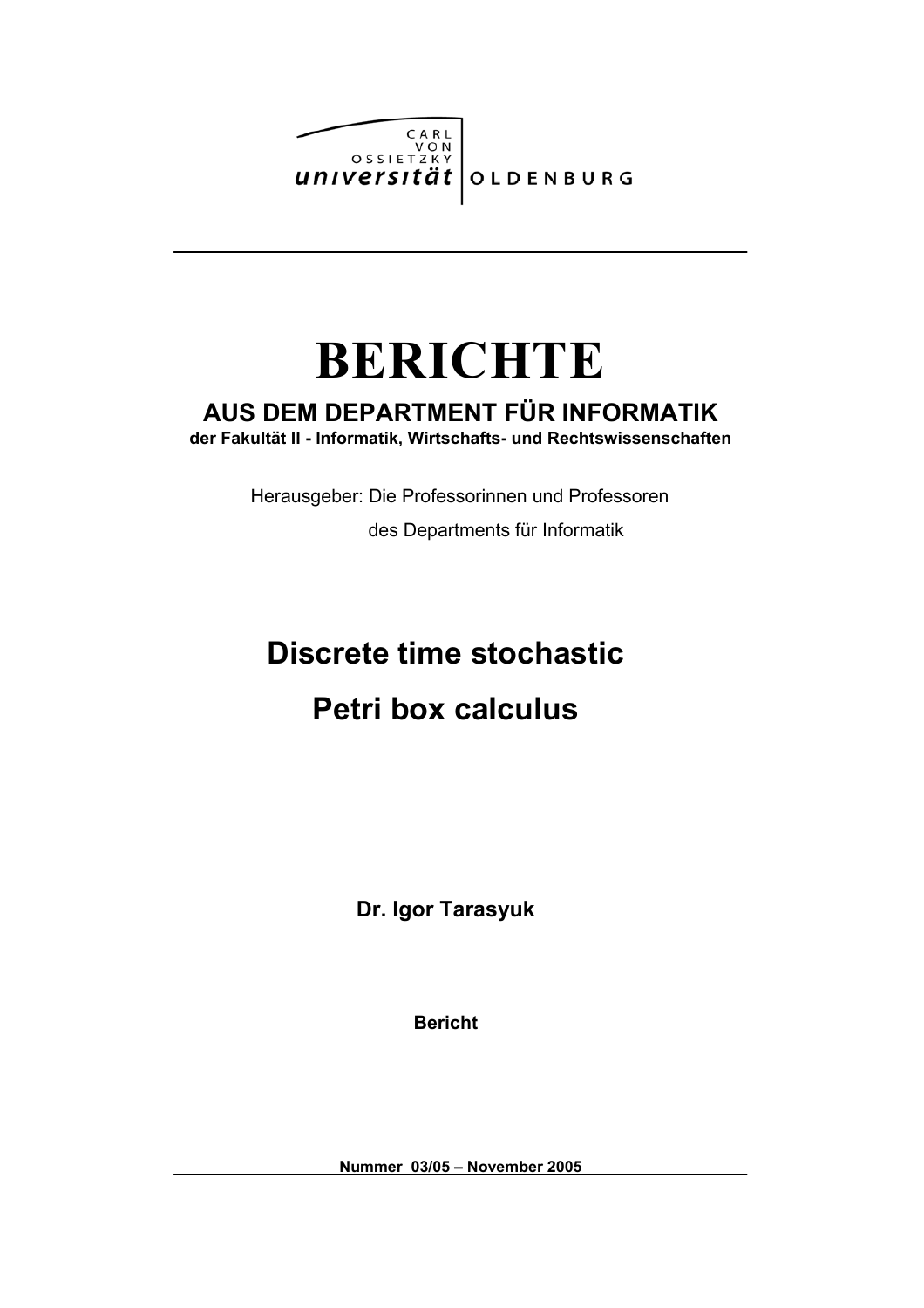CARL VON OSSIETZKY universität OLDENBURG

# BERICHTE

## AUS DEM DEPARTMENT FÜR INFORMATIK

**der Fakultät II - Informatik, Wirtschafts- und Rechtswissenschaften**

Herausgeber: Die Professorinnen und Professoren des Departments für Informatik

# Discrete time stochastic Petri box calculus

**Dr. Igor Tarasyuk**

**Bericht**

**Nummer 03/05 – November 2005**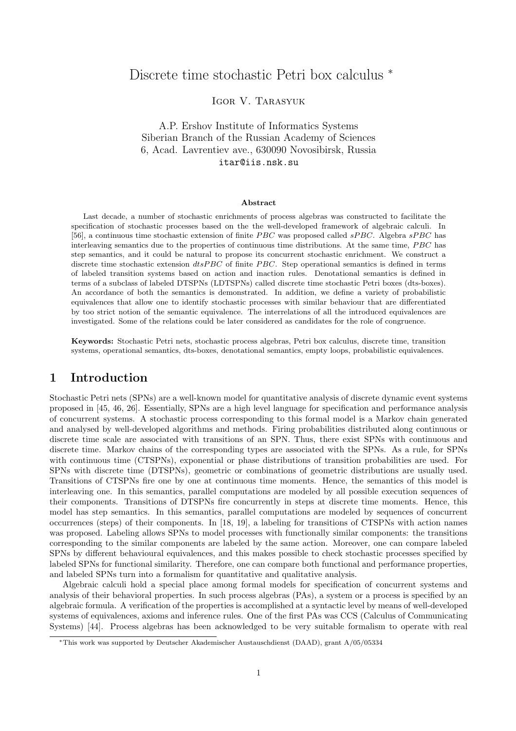# Discrete time stochastic Petri box calculus *

Igor V. Tarasyuk

A.P. Ershov Institute of Informatics Systems
Siberian Branch of the Russian Academy of Sciences
6, Acad. Lavrentiev ave., 630090 Novosibirsk, Russia
itar@iis.nsk.su

**Abstract**

Last decade, a number of stochastic enrichments of process algebras was constructed to facilitate the specification of stochastic processes based on the the well-developed framework of algebraic calculi. In [56], a continuous time stochastic extension of finite $PBC$ was proposed called $sPBC$. Algebra $sPBC$ has interleaving semantics due to the properties of continuous time distributions. At the same time, $PBC$ has step semantics, and it could be natural to propose its concurrent stochastic enrichment. We construct a discrete time stochastic extension $dtsPBC$ of finite $PBC$. Step operational semantics is defined in terms of labeled transition systems based on action and inaction rules. Denotational semantics is defined in terms of a subclass of labeled DTSPNs (LDTSPNs) called discrete time stochastic Petri boxes (dts-boxes). An accordance of both the semantics is demonstrated. In addition, we define a variety of probabilistic equivalences that allow one to identify stochastic processes with similar behaviour that are differentiated by too strict notion of the semantic equivalence. The interrelations of all the introduced equivalences are investigated. Some of the relations could be later considered as candidates for the role of congruence.

**Keywords:** Stochastic Petri nets, stochastic process algebras, Petri box calculus, discrete time, transition systems, operational semantics, dts-boxes, denotational semantics, empty loops, probabilistic equivalences.

## 1 Introduction

Stochastic Petri nets (SPNs) are a well-known model for quantitative analysis of discrete dynamic event systems proposed in [45, 46, 26]. Essentially, SPNs are a high level language for specification and performance analysis of concurrent systems. A stochastic process corresponding to this formal model is a Markov chain generated and analysed by well-developed algorithms and methods. Firing probabilities distributed along continuous or discrete time scale are associated with transitions of an SPN. Thus, there exist SPNs with continuous and discrete time. Markov chains of the corresponding types are associated with the SPNs. As a rule, for SPNs with continuous time (CTSPNs), exponential or phase distributions of transition probabilities are used. For SPNs with discrete time (DTSPNs), geometric or combinations of geometric distributions are usually used. Transitions of CTSPNs fire one by one at continuous time moments. Hence, the semantics of this model is interleaving one. In this semantics, parallel computations are modeled by all possible execution sequences of their components. Transitions of DTSPNs fire concurrently in steps at discrete time moments. Hence, this model has step semantics. In this semantics, parallel computations are modeled by sequences of concurrent occurrences (steps) of their components. In [18, 19], a labeling for transitions of CTSPNs with action names was proposed. Labeling allows SPNs to model processes with functionally similar components: the transitions corresponding to the similar components are labeled by the same action. Moreover, one can compare labeled SPNs by different behavioural equivalences, and this makes possible to check stochastic processes specified by labeled SPNs for functional similarity. Therefore, one can compare both functional and performance properties, and labeled SPNs turn into a formalism for quantitative and qualitative analysis.

Algebraic calculi hold a special place among formal models for specification of concurrent systems and analysis of their behavioral properties. In such process algebras (PAs), a system or a process is specified by an algebraic formula. A verification of the properties is accomplished at a syntactic level by means of well-developed systems of equivalences, axioms and inference rules. One of the first PAs was CCS (Calculus of Communicating Systems) [44]. Process algebras has been acknowledged to be very suitable formalism to operate with real

*This work was supported by Deutscher Akademischer Austauschdienst (DAAD), grant A/05/05334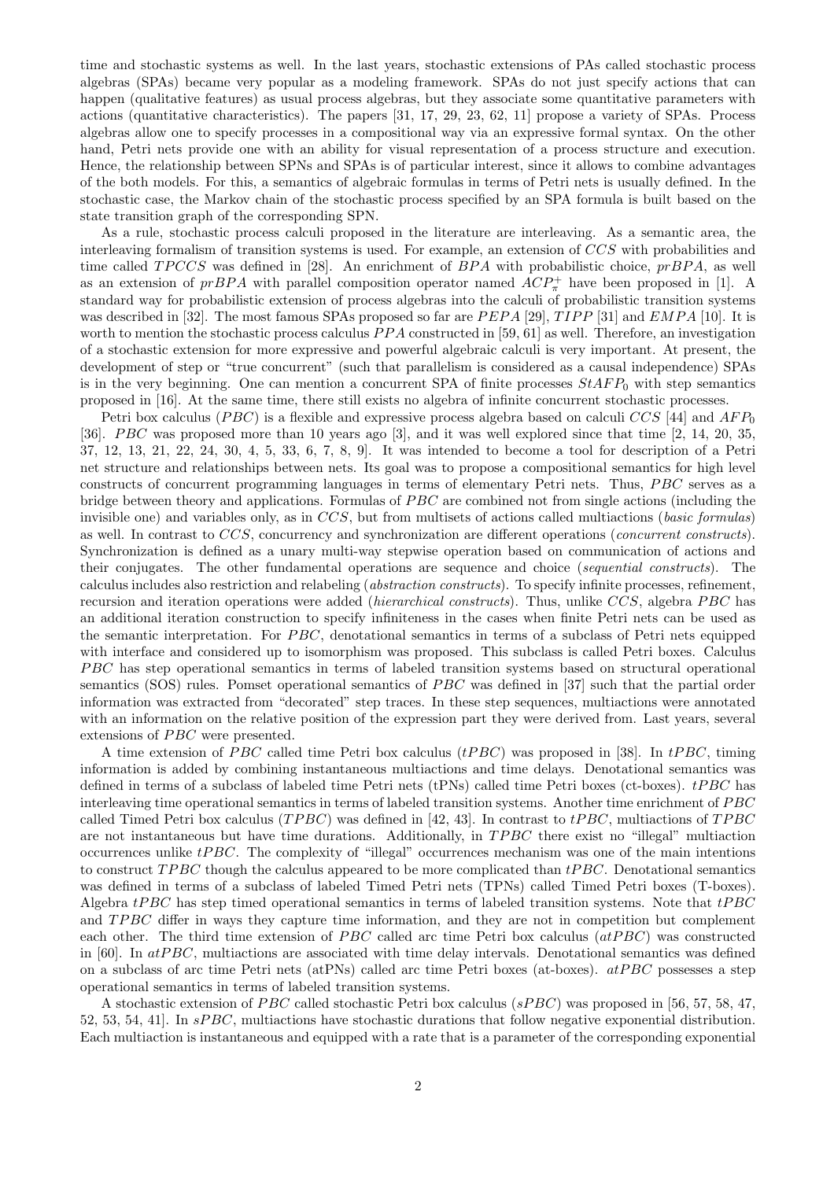time and stochastic systems as well. In the last years, stochastic extensions of PAs called stochastic process algebras (SPAs) became very popular as a modeling framework. SPAs do not just specify actions that can happen (qualitative features) as usual process algebras, but they associate some quantitative parameters with actions (quantitative characteristics). The papers [31, 17, 29, 23, 62, 11] propose a variety of SPAs. Process algebras allow one to specify processes in a compositional way via an expressive formal syntax. On the other hand, Petri nets provide one with an ability for visual representation of a process structure and execution. Hence, the relationship between SPNs and SPAs is of particular interest, since it allows to combine advantages of the both models. For this, a semantics of algebraic formulas in terms of Petri nets is usually defined. In the stochastic case, the Markov chain of the stochastic process specified by an SPA formula is built based on the state transition graph of the corresponding SPN.

As a rule, stochastic process calculi proposed in the literature are interleaving. As a semantic area, the interleaving formalism of transition systems is used. For example, an extension of $CCS$ with probabilities and time called $TPCCS$ was defined in [28]. An enrichment of $BPA$ with probabilistic choice, $prBPA$, as well as an extension of $prBPA$ with parallel composition operator named $ACP^+_\pi$ have been proposed in [1]. A standard way for probabilistic extension of process algebras into the calculi of probabilistic transition systems was described in [32]. The most famous SPAs proposed so far are $PEPA$ [29], $TIPP$ [31] and $EMPA$ [10]. It is worth to mention the stochastic process calculus $PPA$ constructed in [59, 61] as well. Therefore, an investigation of a stochastic extension for more expressive and powerful algebraic calculi is very important. At present, the development of step or "true concurrent" (such that parallelism is considered as a causal independence) SPAs is in the very beginning. One can mention a concurrent SPA of finite processes $StAFP_0$ with step semantics proposed in [16]. At the same time, there still exists no algebra of infinite concurrent stochastic processes.

Petri box calculus ($PBC$) is a flexible and expressive process algebra based on calculi $CCS$ [44] and $AFP_0$ [36]. $PBC$ was proposed more than 10 years ago [3], and it was well explored since that time [2, 14, 20, 35, 37, 12, 13, 21, 22, 24, 30, 4, 5, 33, 6, 7, 8, 9]. It was intended to become a tool for description of a Petri net structure and relationships between nets. Its goal was to propose a compositional semantics for high level constructs of concurrent programming languages in terms of elementary Petri nets. Thus, $PBC$ serves as a bridge between theory and applications. Formulas of $PBC$ are combined not from single actions (including the invisible one) and variables only, as in $CCS$, but from multisets of actions called multiactions (*basic formulas*) as well. In contrast to $CCS$, concurrency and synchronization are different operations (*concurrent constructs*). Synchronization is defined as a unary multi-way stepwise operation based on communication of actions and their conjugates. The other fundamental operations are sequence and choice (*sequential constructs*). The calculus includes also restriction and relabeling (*abstraction constructs*). To specify infinite processes, refinement, recursion and iteration operations were added (*hierarchical constructs*). Thus, unlike $CCS$, algebra $PBC$ has an additional iteration construction to specify infiniteness in the cases when finite Petri nets can be used as the semantic interpretation. For $PBC$, denotational semantics in terms of a subclass of Petri nets equipped with interface and considered up to isomorphism was proposed. This subclass is called Petri boxes. Calculus $PBC$ has step operational semantics in terms of labeled transition systems based on structural operational semantics (SOS) rules. Pomset operational semantics of $PBC$ was defined in [37] such that the partial order information was extracted from "decorated" step traces. In these step sequences, multiactions were annotated with an information on the relative position of the expression part they were derived from. Last years, several extensions of $PBC$ were presented.

A time extension of $PBC$ called time Petri box calculus ($tPBC$) was proposed in [38]. In $tPBC$, timing information is added by combining instantaneous multiactions and time delays. Denotational semantics was defined in terms of a subclass of labeled time Petri nets (tPNs) called time Petri boxes (ct-boxes). $tPBC$ has interleaving time operational semantics in terms of labeled transition systems. Another time enrichment of $PBC$ called Timed Petri box calculus ($TPBC$) was defined in [42, 43]. In contrast to $tPBC$, multiactions of $TPBC$ are not instantaneous but have time durations. Additionally, in $TPBC$ there exist no "illegal" multiaction occurrences unlike $tPBC$. The complexity of "illegal" occurrences mechanism was one of the main intentions to construct $TPBC$ though the calculus appeared to be more complicated than $tPBC$. Denotational semantics was defined in terms of a subclass of labeled Timed Petri nets (TPNs) called Timed Petri boxes (T-boxes). Algebra $tPBC$ has step timed operational semantics in terms of labeled transition systems. Note that $tPBC$ and $TPBC$ differ in ways they capture time information, and they are not in competition but complement each other. The third time extension of $PBC$ called arc time Petri box calculus ($atPBC$) was constructed in [60]. In $atPBC$, multiactions are associated with time delay intervals. Denotational semantics was defined on a subclass of arc time Petri nets (atPNs) called arc time Petri boxes (at-boxes). $atPBC$ possesses a step operational semantics in terms of labeled transition systems.

A stochastic extension of $PBC$ called stochastic Petri box calculus ($sPBC$) was proposed in [56, 57, 58, 47, 52, 53, 54, 41]. In $sPBC$, multiactions have stochastic durations that follow negative exponential distribution. Each multiaction is instantaneous and equipped with a rate that is a parameter of the corresponding exponential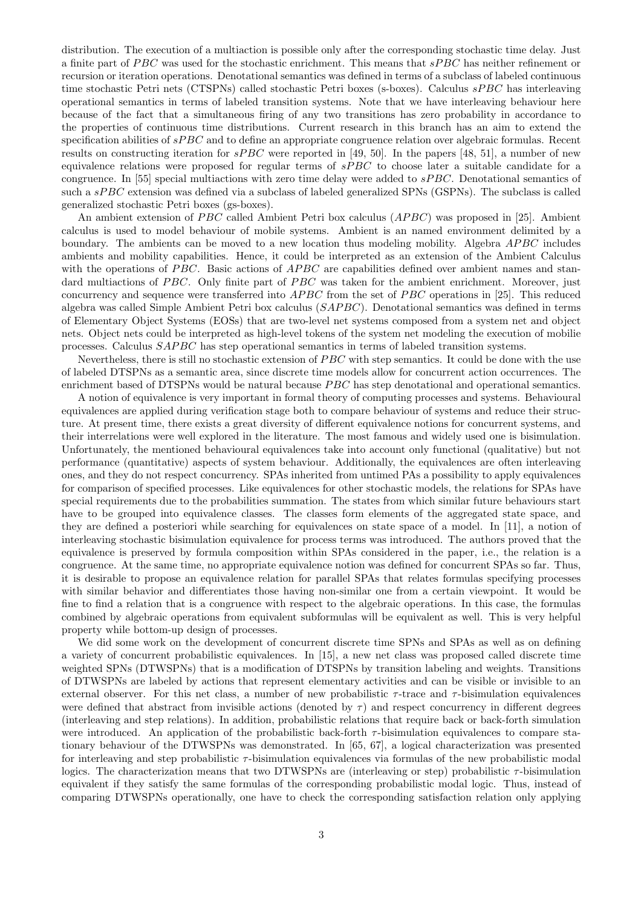distribution. The execution of a multiaction is possible only after the corresponding stochastic time delay. Just a finite part of $PBC$ was used for the stochastic enrichment. This means that $sPBC$ has neither refinement or recursion or iteration operations. Denotational semantics was defined in terms of a subclass of labeled continuous time stochastic Petri nets (CTSPNs) called stochastic Petri boxes (s-boxes). Calculus $sPBC$ has interleaving operational semantics in terms of labeled transition systems. Note that we have interleaving behaviour here because of the fact that a simultaneous firing of any two transitions has zero probability in accordance to the properties of continuous time distributions. Current research in this branch has an aim to extend the specification abilities of $sPBC$ and to define an appropriate congruence relation over algebraic formulas. Recent results on constructing iteration for $sPBC$ were reported in [49, 50]. In the papers [48, 51], a number of new equivalence relations were proposed for regular terms of $sPBC$ to choose later a suitable candidate for a congruence. In [55] special multiactions with zero time delay were added to $sPBC$. Denotational semantics of such a $sPBC$ extension was defined via a subclass of labeled generalized SPNs (GSPNs). The subclass is called generalized stochastic Petri boxes (gs-boxes).

An ambient extension of $PBC$ called Ambient Petri box calculus ($APBC$) was proposed in [25]. Ambient calculus is used to model behaviour of mobile systems. Ambient is an named environment delimited by a boundary. The ambients can be moved to a new location thus modeling mobility. Algebra $APBC$ includes ambients and mobility capabilities. Hence, it could be interpreted as an extension of the Ambient Calculus with the operations of $PBC$. Basic actions of $APBC$ are capabilities defined over ambient names and standard multiactions of $PBC$. Only finite part of $PBC$ was taken for the ambient enrichment. Moreover, just concurrency and sequence were transferred into $APBC$ from the set of $PBC$ operations in [25]. This reduced algebra was called Simple Ambient Petri box calculus ($SAPBC$). Denotational semantics was defined in terms of Elementary Object Systems (EOSs) that are two-level net systems composed from a system net and object nets. Object nets could be interpreted as high-level tokens of the system net modeling the execution of mobilie processes. Calculus $SAPBC$ has step operational semantics in terms of labeled transition systems.

Nevertheless, there is still no stochastic extension of $PBC$ with step semantics. It could be done with the use of labeled DTSPNs as a semantic area, since discrete time models allow for concurrent action occurrences. The enrichment based of DTSPNs would be natural because $PBC$ has step denotational and operational semantics.

A notion of equivalence is very important in formal theory of computing processes and systems. Behavioural equivalences are applied during verification stage both to compare behaviour of systems and reduce their structure. At present time, there exists a great diversity of different equivalence notions for concurrent systems, and their interrelations were well explored in the literature. The most famous and widely used one is bisimulation. Unfortunately, the mentioned behavioural equivalences take into account only functional (qualitative) but not performance (quantitative) aspects of system behaviour. Additionally, the equivalences are often interleaving ones, and they do not respect concurrency. SPAs inherited from untimed PAs a possibility to apply equivalences for comparison of specified processes. Like equivalences for other stochastic models, the relations for SPAs have special requirements due to the probabilities summation. The states from which similar future behaviours start have to be grouped into equivalence classes. The classes form elements of the aggregated state space, and they are defined a posteriori while searching for equivalences on state space of a model. In [11], a notion of interleaving stochastic bisimulation equivalence for process terms was introduced. The authors proved that the equivalence is preserved by formula composition within SPAs considered in the paper, i.e., the relation is a congruence. At the same time, no appropriate equivalence notion was defined for concurrent SPAs so far. Thus, it is desirable to propose an equivalence relation for parallel SPAs that relates formulas specifying processes with similar behavior and differentiates those having non-similar one from a certain viewpoint. It would be fine to find a relation that is a congruence with respect to the algebraic operations. In this case, the formulas combined by algebraic operations from equivalent subformulas will be equivalent as well. This is very helpful property while bottom-up design of processes.

We did some work on the development of concurrent discrete time SPNs and SPAs as well as on defining a variety of concurrent probabilistic equivalences. In [15], a new net class was proposed called discrete time weighted SPNs (DTWSPNs) that is a modification of DTSPNs by transition labeling and weights. Transitions of DTWSPNs are labeled by actions that represent elementary activities and can be visible or invisible to an external observer. For this net class, a number of new probabilistic $\tau$-trace and $\tau$-bisimulation equivalences were defined that abstract from invisible actions (denoted by $\tau$) and respect concurrency in different degrees (interleaving and step relations). In addition, probabilistic relations that require back or back-forth simulation were introduced. An application of the probabilistic back-forth $\tau$-bisimulation equivalences to compare stationary behaviour of the DTWSPNs was demonstrated. In [65, 67], a logical characterization was presented for interleaving and step probabilistic $\tau$-bisimulation equivalences via formulas of the new probabilistic modal logics. The characterization means that two DTWSPNs are (interleaving or step) probabilistic $\tau$-bisimulation equivalent if they satisfy the same formulas of the corresponding probabilistic modal logic. Thus, instead of comparing DTWSPNs operationally, one have to check the corresponding satisfaction relation only applying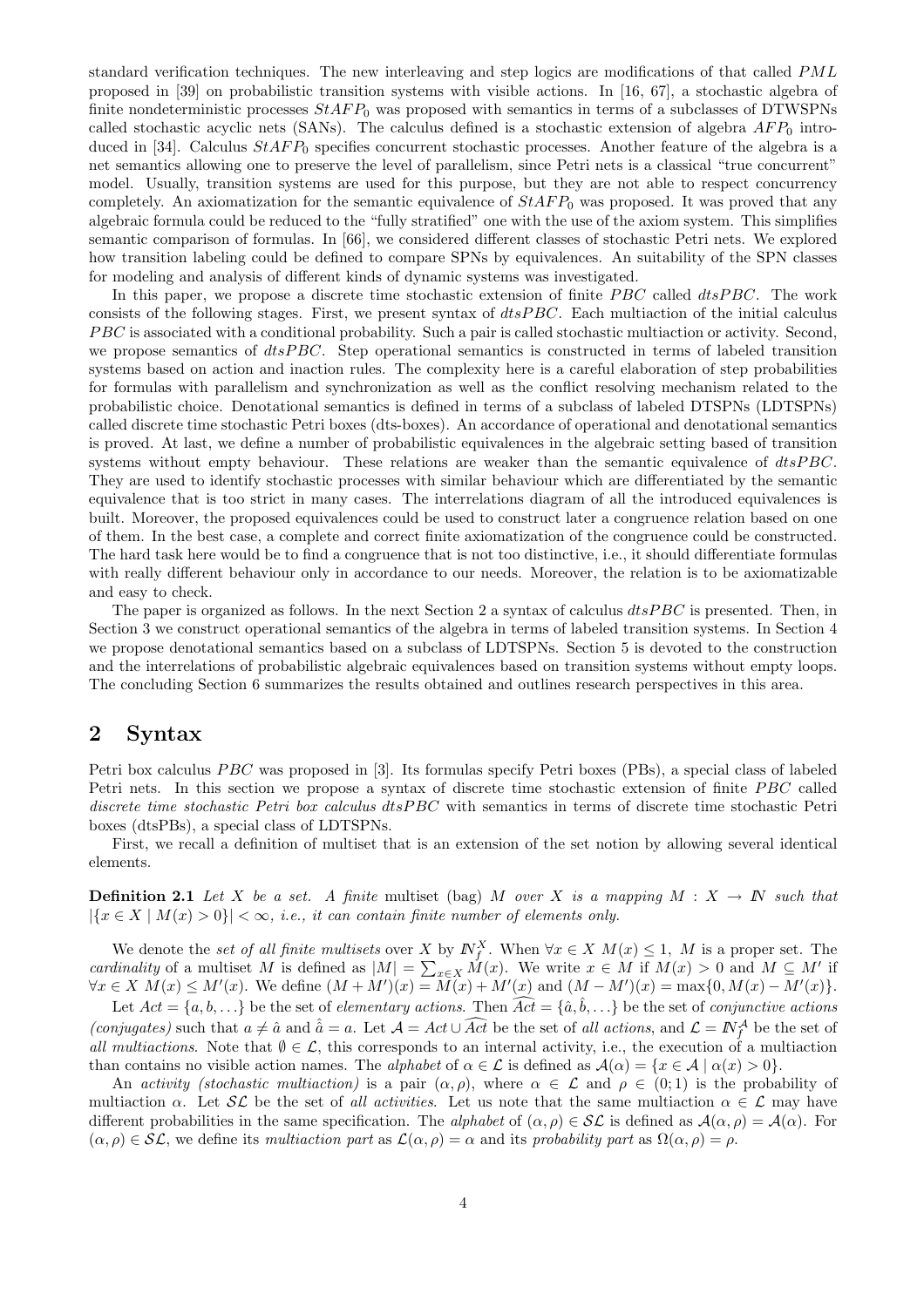standard verification techniques. The new interleaving and step logics are modifications of that called $PML$ proposed in [39] on probabilistic transition systems with visible actions. In [16, 67], a stochastic algebra of finite nondeterministic processes $StAFP_0$ was proposed with semantics in terms of a subclasses of DTWSPNs called stochastic acyclic nets (SANs). The calculus defined is a stochastic extension of algebra $AFP_0$ introduced in [34]. Calculus $StAFP_0$ specifies concurrent stochastic processes. Another feature of the algebra is a net semantics allowing one to preserve the level of parallelism, since Petri nets is a classical "true concurrent" model. Usually, transition systems are used for this purpose, but they are not able to respect concurrency completely. An axiomatization for the semantic equivalence of $StAFP_0$ was proposed. It was proved that any algebraic formula could be reduced to the "fully stratified" one with the use of the axiom system. This simplifies semantic comparison of formulas. In [66], we considered different classes of stochastic Petri nets. We explored how transition labeling could be defined to compare SPNs by equivalences. An suitability of the SPN classes for modeling and analysis of different kinds of dynamic systems was investigated.

In this paper, we propose a discrete time stochastic extension of finite $PBC$ called $dtsPBC$. The work consists of the following stages. First, we present syntax of $dtsPBC$. Each multiaction of the initial calculus $PBC$ is associated with a conditional probability. Such a pair is called stochastic multiaction or activity. Second, we propose semantics of $dtsPBC$. Step operational semantics is constructed in terms of labeled transition systems based on action and inaction rules. The complexity here is a careful elaboration of step probabilities for formulas with parallelism and synchronization as well as the conflict resolving mechanism related to the probabilistic choice. Denotational semantics is defined in terms of a subclass of labeled DTSPNs (LDTSPNs) called discrete time stochastic Petri boxes (dts-boxes). An accordance of operational and denotational semantics is proved. At last, we define a number of probabilistic equivalences in the algebraic setting based of transition systems without empty behaviour. These relations are weaker than the semantic equivalence of $dtsPBC$. They are used to identify stochastic processes with similar behaviour which are differentiated by the semantic equivalence that is too strict in many cases. The interrelations diagram of all the introduced equivalences is built. Moreover, the proposed equivalences could be used to construct later a congruence relation based on one of them. In the best case, a complete and correct finite axiomatization of the congruence could be constructed. The hard task here would be to find a congruence that is not too distinctive, i.e., it should differentiate formulas with really different behaviour only in accordance to our needs. Moreover, the relation is to be axiomatizable and easy to check.

The paper is organized as follows. In the next Section 2 a syntax of calculus $dtsPBC$ is presented. Then, in Section 3 we construct operational semantics of the algebra in terms of labeled transition systems. In Section 4 we propose denotational semantics based on a subclass of LDTSPNs. Section 5 is devoted to the construction and the interrelations of probabilistic algebraic equivalences based on transition systems without empty loops. The concluding Section 6 summarizes the results obtained and outlines research perspectives in this area.

## 2 Syntax

Petri box calculus $PBC$ was proposed in [3]. Its formulas specify Petri boxes (PBs), a special class of labeled Petri nets. In this section we propose a syntax of discrete time stochastic extension of finite $PBC$ called *discrete time stochastic Petri box calculus* $dtsPBC$ with semantics in terms of discrete time stochastic Petri boxes (dtsPBs), a special class of LDTSPNs.

First, we recall a definition of multiset that is an extension of the set notion by allowing several identical elements.

**Definition 2.1** *Let $X$ be a set. A finite* multiset (bag) *$M$ over $X$ is a mapping $M : X \to \mathbb{N}$ such that $|\{x \in X \mid M(x) > 0\}| < \infty$, i.e., it can contain finite number of elements only.*

We denote the *set of all finite multisets* over $X$ by $\mathbb{N}_f^X$. When $\forall x \in X\ M(x) \leq 1$, $M$ is a proper set. The *cardinality* of a multiset $M$ is defined as $|M| = \sum_{x \in X} M(x)$. We write $x \in M$ if $M(x) > 0$ and $M \subseteq M'$ if $\forall x \in X\ M(x) \leq M'(x)$. We define $(M + M')(x) = M(x) + M'(x)$ and $(M - M')(x) = \max\{0, M(x) - M'(x)\}$.

Let $Act = \{a, b, \ldots\}$ be the set of *elementary actions*. Then $\widehat{Act} = \{\hat{a}, \hat{b}, \ldots\}$ be the set of *conjunctive actions (conjugates)* such that $a \neq \hat{a}$ and $\hat{\hat{a}} = a$. Let $\mathcal{A} = Act \cup \widehat{Act}$ be the set of *all actions*, and $\mathcal{L} = \mathbb{N}_f^{\mathcal{A}}$ be the set of *all multiactions*. Note that $\emptyset \in \mathcal{L}$, this corresponds to an internal activity, i.e., the execution of a multiaction than contains no visible action names. The *alphabet* of $\alpha \in \mathcal{L}$ is defined as $\mathcal{A}(\alpha) = \{x \in \mathcal{A} \mid \alpha(x) > 0\}$.

An *activity (stochastic multiaction)* is a pair $(\alpha, \rho)$, where $\alpha \in \mathcal{L}$ and $\rho \in (0; 1)$ is the probability of multiaction $\alpha$. Let $\mathcal{SL}$ be the set of *all activities*. Let us note that the same multiaction $\alpha \in \mathcal{L}$ may have different probabilities in the same specification. The *alphabet* of $(\alpha, \rho) \in \mathcal{SL}$ is defined as $\mathcal{A}(\alpha, \rho) = \mathcal{A}(\alpha)$. For $(\alpha, \rho) \in \mathcal{SL}$, we define its *multiaction part* as $\mathcal{L}(\alpha, \rho) = \alpha$ and its *probability part* as $\Omega(\alpha, \rho) = \rho$.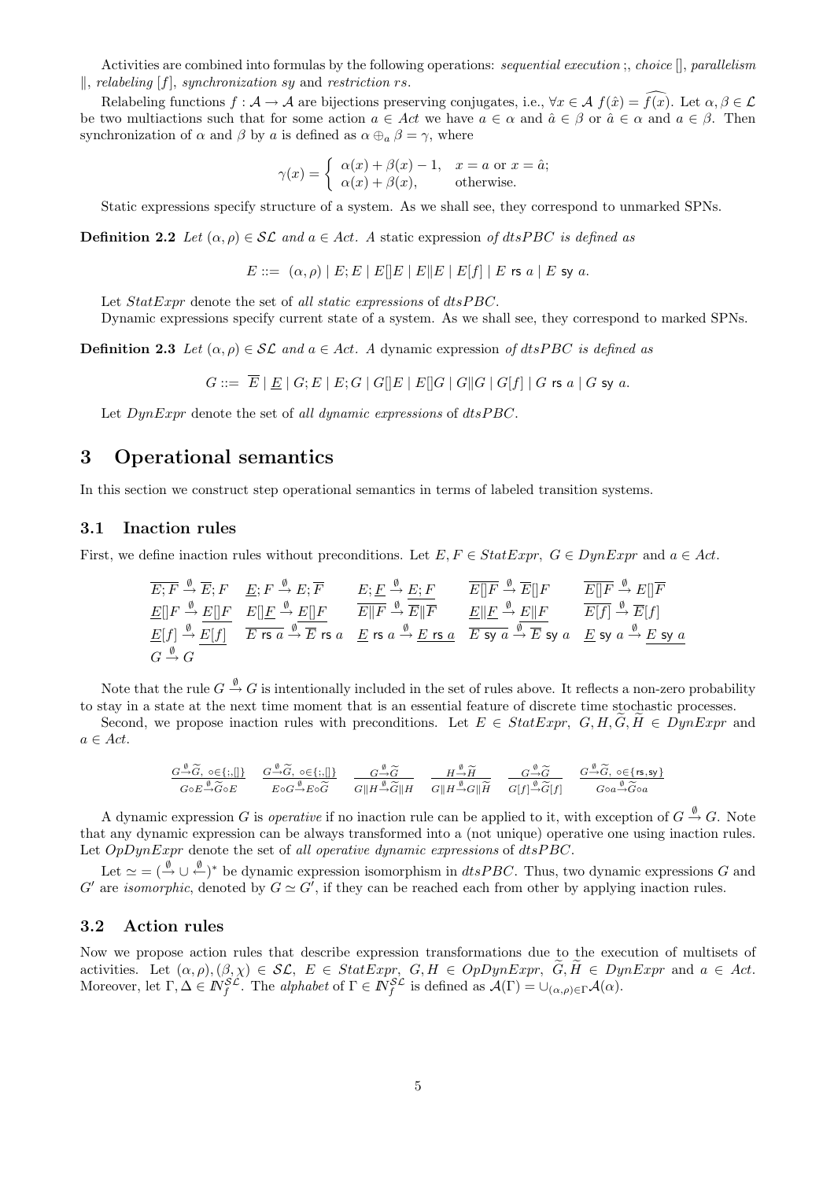Activities are combined into formulas by the following operations: *sequential execution* ;, *choice* $[]$, *parallelism* $\|$, *relabeling* $[f]$, *synchronization sy* and *restriction rs*.

Relabeling functions $f : \mathcal{A} \to \mathcal{A}$ are bijections preserving conjugates, i.e., $\forall x \in \mathcal{A}\ f(\hat{x}) = \widehat{f(x)}$. Let $\alpha, \beta \in \mathcal{L}$ be two multiactions such that for some action $a \in Act$ we have $a \in \alpha$ and $\hat{a} \in \beta$ or $\hat{a} \in \alpha$ and $a \in \beta$. Then synchronization of $\alpha$ and $\beta$ by $a$ is defined as $\alpha \oplus_a \beta = \gamma$, where

$$\gamma(x) = \begin{cases} \alpha(x) + \beta(x) - 1, & x = a \text{ or } x = \hat{a}; \\ \alpha(x) + \beta(x), & \text{otherwise.} \end{cases}$$

Static expressions specify structure of a system. As we shall see, they correspond to unmarked SPNs.

**Definition 2.2** *Let $(\alpha, \rho) \in \mathcal{SL}$ and $a \in Act$. A* static expression *of dtsPBC is defined as*

$$E ::= \ (\alpha, \rho) \mid E; E \mid E[]E \mid E\|E \mid E[f] \mid E \text{ rs } a \mid E \text{ sy } a.$$

Let *StatExpr* denote the set of *all static expressions* of *dtsPBC*.

Dynamic expressions specify current state of a system. As we shall see, they correspond to marked SPNs.

**Definition 2.3** *Let $(\alpha, \rho) \in \mathcal{SL}$ and $a \in Act$. A* dynamic expression *of dtsPBC is defined as*

$$G ::= \ \overline{E} \mid \underline{E} \mid G; E \mid E; G \mid G[]E \mid E[]G \mid G\|G \mid G[f] \mid G \text{ rs } a \mid G \text{ sy } a.$$

Let *DynExpr* denote the set of *all dynamic expressions* of *dtsPBC*.

# 3 Operational semantics

In this section we construct step operational semantics in terms of labeled transition systems.

## 3.1 Inaction rules

First, we define inaction rules without preconditions. Let $E, F \in StatExpr$, $G \in DynExpr$ and $a \in Act$.

$$\overline{E;F} \xrightarrow{\emptyset} \overline{E};F \quad \underline{E};F \xrightarrow{\emptyset} E;\overline{F} \quad E;\underline{F} \xrightarrow{\emptyset} \underline{E;F} \quad \overline{E[]F} \xrightarrow{\emptyset} \overline{E}[]F \quad \overline{E[]F} \xrightarrow{\emptyset} E[]\overline{F}$$

$$\underline{E}[]F \xrightarrow{\emptyset} \underline{E[]F} \quad E[]\underline{F} \xrightarrow{\emptyset} \underline{E[]F} \quad \overline{E\|F} \xrightarrow{\emptyset} \overline{E}\|\overline{F} \quad \underline{E}\|\underline{F} \xrightarrow{\emptyset} \underline{E\|F} \quad \overline{E[f]} \xrightarrow{\emptyset} \overline{E}[f]$$

$$\underline{E}[f] \xrightarrow{\emptyset} \underline{E[f]} \quad \overline{E \text{ rs } a} \xrightarrow{\emptyset} \overline{E} \text{ rs } a \quad \underline{E} \text{ rs } a \xrightarrow{\emptyset} \underline{E \text{ rs } a} \quad \overline{E \text{ sy } a} \xrightarrow{\emptyset} \overline{E} \text{ sy } a \quad \underline{E} \text{ sy } a \xrightarrow{\emptyset} \underline{E \text{ sy } a}$$

$$G \xrightarrow{\emptyset} G$$

Note that the rule $G \xrightarrow{\emptyset} G$ is intentionally included in the set of rules above. It reflects a non-zero probability to stay in a state at the next time moment that is an essential feature of discrete time stochastic processes.

Second, we propose inaction rules with preconditions. Let $E \in StatExpr$, $G, H, \widetilde{G}, \widetilde{H} \in DynExpr$ and $a \in Act$.

$$\frac{G \xrightarrow{\emptyset} \widetilde{G},\ \circ \in \{;,[]\}}{G \circ E \xrightarrow{\emptyset} \widetilde{G} \circ E} \quad \frac{G \xrightarrow{\emptyset} \widetilde{G},\ \circ \in \{;,[]\}}{E \circ G \xrightarrow{\emptyset} E \circ \widetilde{G}} \quad \frac{G \xrightarrow{\emptyset} \widetilde{G}}{G\|H \xrightarrow{\emptyset} \widetilde{G}\|H} \quad \frac{H \xrightarrow{\emptyset} \widetilde{H}}{G\|H \xrightarrow{\emptyset} G\|\widetilde{H}} \quad \frac{G \xrightarrow{\emptyset} \widetilde{G}}{G[f] \xrightarrow{\emptyset} \widetilde{G}[f]} \quad \frac{G \xrightarrow{\emptyset} \widetilde{G},\ \circ \in \{\text{rs}, \text{sy}\}}{G \circ a \xrightarrow{\emptyset} \widetilde{G} \circ a}$$

A dynamic expression $G$ is *operative* if no inaction rule can be applied to it, with exception of $G \xrightarrow{\emptyset} G$. Note that any dynamic expression can be always transformed into a (not unique) operative one using inaction rules. Let *OpDynExpr* denote the set of *all operative dynamic expressions* of *dtsPBC*.

Let $\simeq = (\xrightarrow{\emptyset} \cup \xleftarrow{\emptyset})^*$ be dynamic expression isomorphism in *dtsPBC*. Thus, two dynamic expressions $G$ and $G'$ are *isomorphic*, denoted by $G \simeq G'$, if they can be reached each from other by applying inaction rules.

## 3.2 Action rules

Now we propose action rules that describe expression transformations due to the execution of multisets of activities. Let $(\alpha, \rho), (\beta, \chi) \in \mathcal{SL}$, $E \in StatExpr$, $G, H \in OpDynExpr$, $\widetilde{G}, \widetilde{H} \in DynExpr$ and $a \in Act$. Moreover, let $\Gamma, \Delta \in \mathbb{N}_f^{\mathcal{SL}}$. The *alphabet* of $\Gamma \in \mathbb{N}_f^{\mathcal{SL}}$ is defined as $\mathcal{A}(\Gamma) = \cup_{(\alpha,\rho) \in \Gamma} \mathcal{A}(\alpha)$.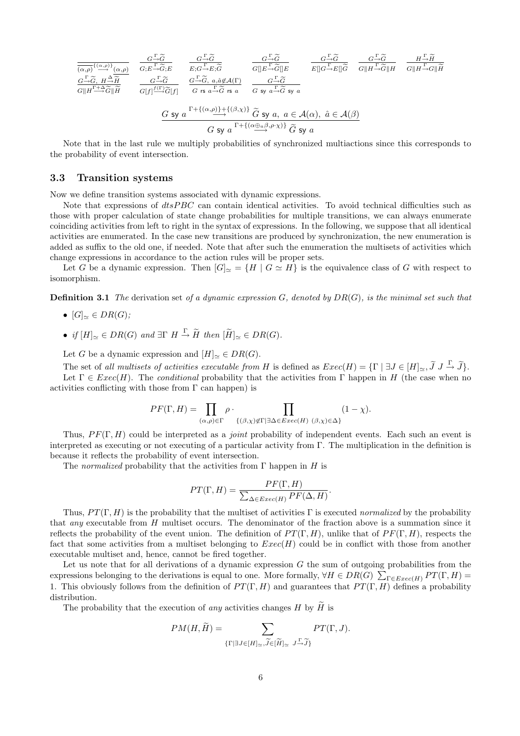$$\frac{}{(\alpha,\rho)\stackrel{\{(\alpha,\rho)\}}{\longrightarrow}\overline{(\alpha,\rho)}} \quad \frac{G\stackrel{\Gamma}{\to}\widetilde{G}}{G;E\stackrel{\Gamma}{\to}\widetilde{G};E} \quad \frac{G\stackrel{\Gamma}{\to}\widetilde{G}}{E;G\stackrel{\Gamma}{\to}E;\widetilde{G}} \quad \frac{G\stackrel{\Gamma}{\to}\widetilde{G}}{G[]E\stackrel{\Gamma}{\to}\widetilde{G}[]E} \quad \frac{G\stackrel{\Gamma}{\to}\widetilde{G}}{E[]G\stackrel{\Gamma}{\to}E[]\widetilde{G}} \quad \frac{G\stackrel{\Gamma}{\to}\widetilde{G}}{G\|H\stackrel{\Gamma}{\to}\widetilde{G}\|H} \quad \frac{H\stackrel{\Gamma}{\to}\widetilde{H}}{G\|H\stackrel{\Gamma}{\to}G\|\widetilde{H}}$$

$$\frac{G\stackrel{\Gamma}{\to}\widetilde{G},\ H\stackrel{\Delta}{\to}\widetilde{H}}{G\|H\stackrel{\Gamma+\Delta}{\longrightarrow}\widetilde{G}\|\widetilde{H}} \quad \frac{G\stackrel{\Gamma}{\to}\widetilde{G}}{G[f]\stackrel{f(\Gamma)}{\longrightarrow}\widetilde{G}[f]} \quad \frac{G\stackrel{\Gamma}{\to}\widetilde{G},\ a,\hat{a}\not\in\mathcal{A}(\Gamma)}{G \text{ rs } a\stackrel{\Gamma}{\to}\widetilde{G} \text{ rs } a} \quad \frac{G\stackrel{\Gamma}{\to}\widetilde{G}}{G \text{ sy } a\stackrel{\Gamma}{\to}\widetilde{G} \text{ sy } a}$$

$$\frac{G \text{ sy } a \stackrel{\Gamma+\{(\alpha,\rho)\}+\{(\beta,\chi)\}}{\longrightarrow} \widetilde{G} \text{ sy } a,\ a\in\mathcal{A}(\alpha),\ \hat{a}\in\mathcal{A}(\beta)}{G \text{ sy } a \stackrel{\Gamma+\{(\alpha\oplus_a\beta,\rho\cdot\chi)\}}{\longrightarrow} \widetilde{G} \text{ sy } a}$$

Note that in the last rule we multiply probabilities of synchronized multiactions since this corresponds to the probability of event intersection.

### 3.3 Transition systems

Now we define transition systems associated with dynamic expressions.

Note that expressions of *dtsPBC* can contain identical activities. To avoid technical difficulties such as those with proper calculation of state change probabilities for multiple transitions, we can always enumerate coinciding activities from left to right in the syntax of expressions. In the following, we suppose that all identical activities are enumerated. In the case new transitions are produced by synchronization, the new enumeration is added as suffix to the old one, if needed. Note that after such the enumeration the multisets of activities which change expressions in accordance to the action rules will be proper sets.

Let $G$ be a dynamic expression. Then $[G]_\simeq = \{H \mid G \simeq H\}$ is the equivalence class of $G$ with respect to isomorphism.

**Definition 3.1** *The* derivation set *of a dynamic expression $G$, denoted by $DR(G)$, is the minimal set such that*

- $[G]_\simeq \in DR(G)$;
- *if $[H]_\simeq \in DR(G)$ and $\exists\Gamma\ H \stackrel{\Gamma}{\to} \widetilde{H}$ then $[\widetilde{H}]_\simeq \in DR(G)$.*

Let $G$ be a dynamic expression and $[H]_\simeq \in DR(G)$.

The set of *all multisets of activities executable from* $H$ is defined as $Exec(H) = \{\Gamma \mid \exists J \in [H]_\simeq, \widetilde{J}\ J \stackrel{\Gamma}{\to} \widetilde{J}\}$.

Let $\Gamma \in Exec(H)$. The *conditional* probability that the activities from $\Gamma$ happen in $H$ (the case when no activities conflicting with those from $\Gamma$ can happen) is

$$PF(\Gamma, H) = \prod_{(\alpha,\rho)\in\Gamma} \rho \cdot \prod_{\{(\beta,\chi)\not\in\Gamma \mid \exists\Delta\in Exec(H)\ (\beta,\chi)\in\Delta\}} (1-\chi).$$

Thus, $PF(\Gamma, H)$ could be interpreted as a *joint* probability of independent events. Each such an event is interpreted as executing or not executing of a particular activity from $\Gamma$. The multiplication in the definition is because it reflects the probability of event intersection.

The *normalized* probability that the activities from $\Gamma$ happen in $H$ is

$$PT(\Gamma, H) = \frac{PF(\Gamma, H)}{\sum_{\Delta\in Exec(H)} PF(\Delta, H)}.$$

Thus, $PT(\Gamma, H)$ is the probability that the multiset of activities $\Gamma$ is executed *normalized* by the probability that *any* executable from $H$ multiset occurs. The denominator of the fraction above is a summation since it reflects the probability of the event union. The definition of $PT(\Gamma, H)$, unlike that of $PF(\Gamma, H)$, respects the fact that some activities from a multiset belonging to $Exec(H)$ could be in conflict with those from another executable multiset and, hence, cannot be fired together.

Let us note that for all derivations of a dynamic expression $G$ the sum of outgoing probabilities from the expressions belonging to the derivations is equal to one. More formally, $\forall H \in DR(G)\ \sum_{\Gamma\in Exec(H)} PT(\Gamma, H) = 1$. This obviously follows from the definition of $PT(\Gamma, H)$ and guarantees that $PT(\Gamma, H)$ defines a probability distribution.

The probability that the execution of *any* activities changes $H$ by $\widetilde{H}$ is

$$PM(H, \widetilde{H}) = \sum_{\{\Gamma \mid \exists J\in[H]_\simeq, \widetilde{J}\in[\widetilde{H}]_\simeq\ J \stackrel{\Gamma}{\to} \widetilde{J}\}} PT(\Gamma, J).$$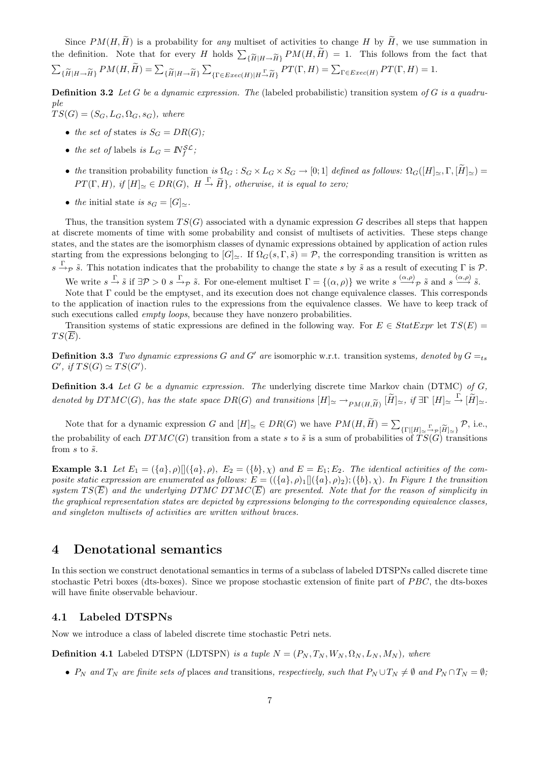Since $PM(H, \widetilde{H})$ is a probability for *any* multiset of activities to change $H$ by $\widetilde{H}$, we use summation in the definition. Note that for every $H$ holds $\sum_{\{\widetilde{H}|H \rightarrow \widetilde{H}\}} PM(H, \widetilde{H}) = 1$. This follows from the fact that $\sum_{\{\widetilde{H}|H \rightarrow \widetilde{H}\}} PM(H, \widetilde{H}) = \sum_{\{\widetilde{H}|H \rightarrow \widetilde{H}\}} \sum_{\{\Gamma \in Exec(H)|H \xrightarrow{\Gamma} \widetilde{H}\}} PT(\Gamma, H) = \sum_{\Gamma \in Exec(H)} PT(\Gamma, H) = 1$.

**Definition 3.2** *Let $G$ be a dynamic expression. The* (labeled probabilistic) transition system *of $G$ is a quadruple*
$TS(G) = (S_G, L_G, \Omega_G, s_G)$*, where*

- *the set of* states *is $S_G = DR(G)$;*
- *the set of* labels *is $L_G = I\!N_f^{\mathcal{SL}}$;*
- *the* transition probability function *is $\Omega_G : S_G \times L_G \times S_G \rightarrow [0; 1]$ defined as follows: $\Omega_G([H]_\simeq, \Gamma, [\widetilde{H}]_\simeq) = PT(\Gamma, H)$, if $[H]_\simeq \in DR(G)$, $H \xrightarrow{\Gamma} \widetilde{H}\}$, otherwise, it is equal to zero;*
- *the* initial state *is $s_G = [G]_\simeq$.*

Thus, the transition system $TS(G)$ associated with a dynamic expression $G$ describes all steps that happen at discrete moments of time with some probability and consist of multisets of activities. These steps change states, and the states are the isomorphism classes of dynamic expressions obtained by application of action rules starting from the expressions belonging to $[G]_\simeq$. If $\Omega_G(s, \Gamma, \tilde{s}) = \mathcal{P}$, the corresponding transition is written as $s \xrightarrow{\Gamma}_\mathcal{P} \tilde{s}$. This notation indicates that the probability to change the state $s$ by $\tilde{s}$ as a result of executing $\Gamma$ is $\mathcal{P}$.

We write $s \xrightarrow{\Gamma} \tilde{s}$ if $\exists \mathcal{P} > 0\ s \xrightarrow{\Gamma}_\mathcal{P} \tilde{s}$. For one-element multiset $\Gamma = \{(\alpha, \rho)\}$ we write $s \xrightarrow{(\alpha,\rho)}_\mathcal{P} \tilde{s}$ and $s \xrightarrow{(\alpha,\rho)} \tilde{s}$.

Note that $\Gamma$ could be the emptyset, and its execution does not change equivalence classes. This corresponds to the application of inaction rules to the expressions from the equivalence classes. We have to keep track of such executions called *empty loops*, because they have nonzero probabilities.

Transition systems of static expressions are defined in the following way. For $E \in StatExpr$ let $TS(E) = TS(\overline{E})$.

**Definition 3.3** *Two dynamic expressions $G$ and $G'$ are* isomorphic w.r.t. transition systems*, denoted by $G =_{ts} G'$, if $TS(G) \simeq TS(G')$.*

**Definition 3.4** *Let $G$ be a dynamic expression. The* underlying discrete time Markov chain (DTMC) *of $G$, denoted by $DTMC(G)$, has the state space $DR(G)$ and transitions $[H]_\simeq \rightarrow_{PM(H,\widetilde{H})} [\widetilde{H}]_\simeq$, if $\exists \Gamma\ [H]_\simeq \xrightarrow{\Gamma} [\widetilde{H}]_\simeq$.*

Note that for a dynamic expression $G$ and $[H]_\simeq \in DR(G)$ we have $PM(H, \widetilde{H}) = \sum_{\{\Gamma|[H]_\simeq \xrightarrow{\Gamma}_\mathcal{P} [\widetilde{H}]_\simeq\}} \mathcal{P}$, i.e., the probability of each $DTMC(G)$ transition from a state $s$ to $\tilde{s}$ is a sum of probabilities of $TS(G)$ transitions from $s$ to $\tilde{s}$.

**Example 3.1** *Let $E_1 = (\{a\}, \rho)[](\{a\}, \rho)$, $E_2 = (\{b\}, \chi)$ and $E = E_1; E_2$. The identical activities of the composite static expression are enumerated as follows: $E = ((\{a\}, \rho)_1[](\{a\}, \rho)_2); (\{b\}, \chi)$. In Figure 1 the transition system $TS(\overline{E})$ and the underlying DTMC $DTMC(\overline{E})$ are presented. Note that for the reason of simplicity in the graphical representation states are depicted by expressions belonging to the corresponding equivalence classes, and singleton multisets of activities are written without braces.*

# 4 Denotational semantics

In this section we construct denotational semantics in terms of a subclass of labeled DTSPNs called discrete time stochastic Petri boxes (dts-boxes). Since we propose stochastic extension of finite part of $PBC$, the dts-boxes will have finite observable behaviour.

## 4.1 Labeled DTSPNs

Now we introduce a class of labeled discrete time stochastic Petri nets.

**Definition 4.1** Labeled DTSPN (LDTSPN) *is a tuple $N = (P_N, T_N, W_N, \Omega_N, L_N, M_N)$, where*

- *$P_N$ and $T_N$ are finite sets of* places *and* transitions*, respectively, such that $P_N \cup T_N \neq \emptyset$ and $P_N \cap T_N = \emptyset$;*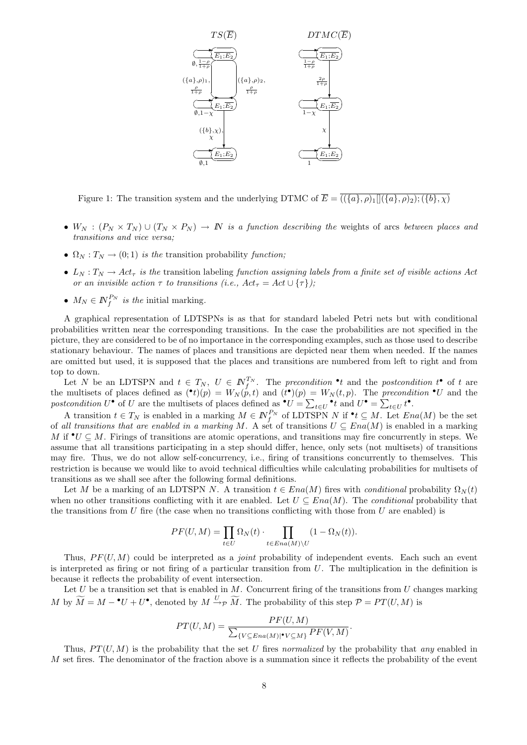Figure 1: The transition system and the underlying DTMC of $\overline{E} = \overline{((\{a\},\rho)_1[](\{a\},\rho)_2);(\{b\},\chi)}$

- $W_N : (P_N \times T_N) \cup (T_N \times P_N) \to I\!N$ *is a function describing the* weights of arcs *between places and transitions and vice versa;*
- $\Omega_N : T_N \to (0;1)$ *is the* transition probability *function;*
- $L_N : T_N \to Act_\tau$ *is the* transition labeling *function assigning labels from a finite set of visible actions Act or an invisible action $\tau$ to transitions (i.e., $Act_\tau = Act \cup \{\tau\}$);*
- $M_N \in I\!N_f^{P_N}$ *is the* initial marking.

A graphical representation of LDTSPNs is as that for standard labeled Petri nets but with conditional probabilities written near the corresponding transitions. In the case the probabilities are not specified in the picture, they are considered to be of no importance in the corresponding examples, such as those used to describe stationary behaviour. The names of places and transitions are depicted near them when needed. If the names are omitted but used, it is supposed that the places and transitions are numbered from left to right and from top to down.

Let $N$ be an LDTSPN and $t \in T_N,\ U \in I\!N_f^{T_N}$. The *precondition* $^\bullet t$ and the *postcondition* $t^\bullet$ of $t$ are the multisets of places defined as $(^\bullet t)(p) = W_N(p,t)$ and $(t^\bullet)(p) = W_N(t,p)$. The *precondition* $^\bullet U$ and the *postcondition* $U^\bullet$ of $U$ are the multisets of places defined as $^\bullet U = \sum_{t\in U} {}^\bullet t$ and $U^\bullet = \sum_{t\in U} t^\bullet$.

A transition $t \in T_N$ is enabled in a marking $M \in I\!N_f^{P_N}$ of LDTSPN $N$ if $^\bullet t \subseteq M$. Let $Ena(M)$ be the set of *all transitions that are enabled in a marking* $M$. A set of transitions $U \subseteq Ena(M)$ is enabled in a marking $M$ if $^\bullet U \subseteq M$. Firings of transitions are atomic operations, and transitions may fire concurrently in steps. We assume that all transitions participating in a step should differ, hence, only sets (not multisets) of transitions may fire. Thus, we do not allow self-concurrency, i.e., firing of transitions concurrently to themselves. This restriction is because we would like to avoid technical difficulties while calculating probabilities for multisets of transitions as we shall see after the following formal definitions.

Let $M$ be a marking of an LDTSPN $N$. A transition $t \in Ena(M)$ fires with *conditional* probability $\Omega_N(t)$ when no other transitions conflicting with it are enabled. Let $U \subseteq Ena(M)$. The *conditional* probability that the transitions from $U$ fire (the case when no transitions conflicting with those from $U$ are enabled) is

$$PF(U,M) = \prod_{t\in U} \Omega_N(t) \cdot \prod_{t\in Ena(M)\setminus U} (1 - \Omega_N(t)).$$

Thus, $PF(U,M)$ could be interpreted as a *joint* probability of independent events. Each such an event is interpreted as firing or not firing of a particular transition from $U$. The multiplication in the definition is because it reflects the probability of event intersection.

Let $U$ be a transition set that is enabled in $M$. Concurrent firing of the transitions from $U$ changes marking $M$ by $\widetilde{M} = M - {}^\bullet U + U^\bullet$, denoted by $M \xrightarrow{U}_{\mathcal{P}} \widetilde{M}$. The probability of this step $\mathcal{P} = PT(U,M)$ is

$$PT(U,M) = \frac{PF(U,M)}{\sum_{\{V\subseteq Ena(M) \mid {}^\bullet V \subseteq M\}} PF(V,M)}.$$

Thus, $PT(U,M)$ is the probability that the set $U$ fires *normalized* by the probability that *any* enabled in $M$ set fires. The denominator of the fraction above is a summation since it reflects the probability of the event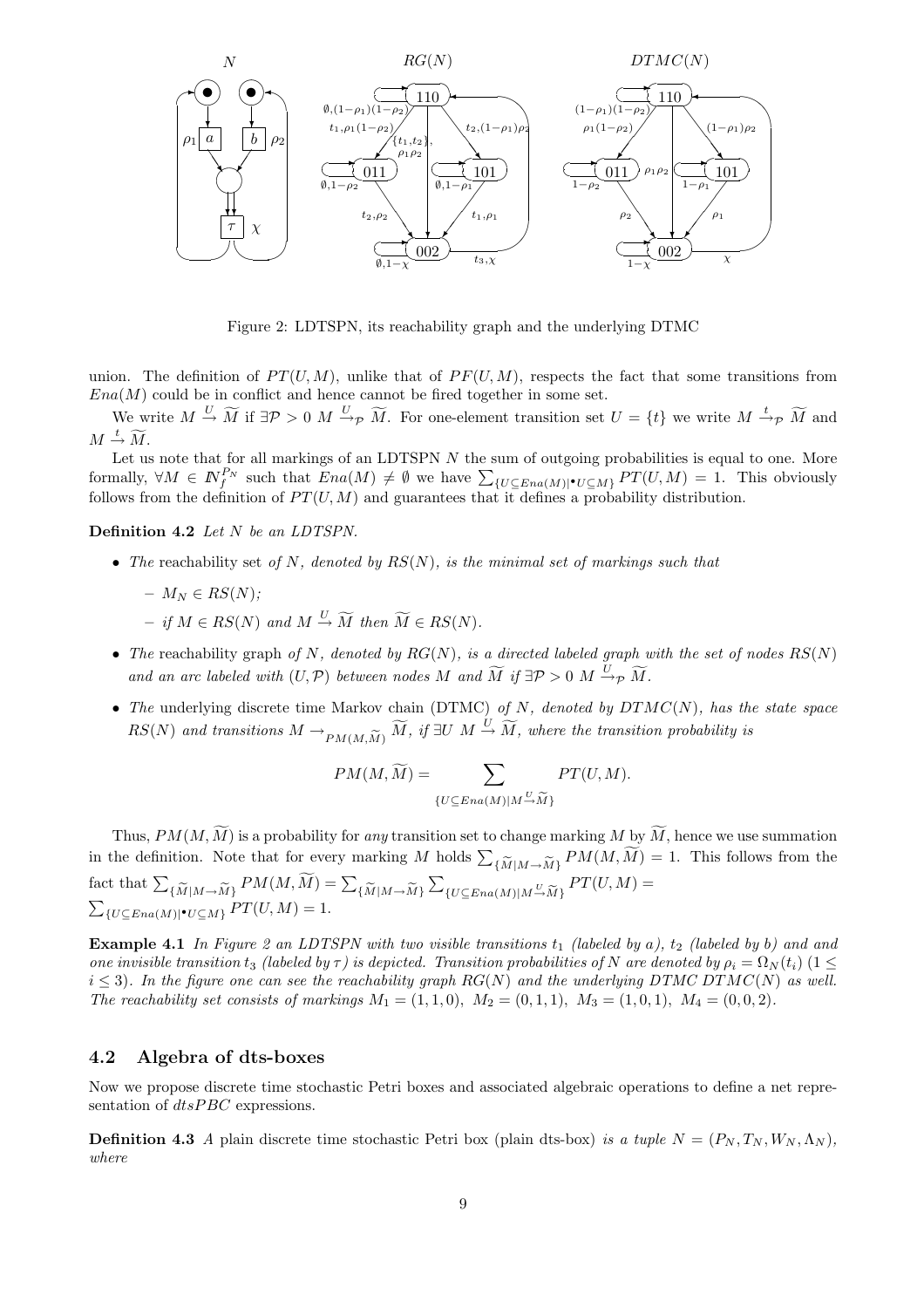Figure 2: LDTSPN, its reachability graph and the underlying DTMC

union. The definition of $PT(U, M)$, unlike that of $PF(U, M)$, respects the fact that some transitions from $Ena(M)$ could be in conflict and hence cannot be fired together in some set.

We write $M \xrightarrow{U} \widetilde{M}$ if $\exists \mathcal{P} > 0\ M \xrightarrow{U}_{\mathcal{P}} \widetilde{M}$. For one-element transition set $U = \{t\}$ we write $M \xrightarrow{t}_{\mathcal{P}} \widetilde{M}$ and $M \xrightarrow{t} \widetilde{M}$.

Let us note that for all markings of an LDTSPN $N$ the sum of outgoing probabilities is equal to one. More formally, $\forall M \in \mathbb{N}_f^{P_N}$ such that $Ena(M) \neq \emptyset$ we have $\sum_{\{U \subseteq Ena(M) \mid {}^\bullet U \subseteq M\}} PT(U, M) = 1$. This obviously follows from the definition of $PT(U, M)$ and guarantees that it defines a probability distribution.

**Definition 4.2** *Let $N$ be an LDTSPN.*

- *The* reachability set *of $N$, denoted by $RS(N)$, is the minimal set of markings such that*
  - $M_N \in RS(N)$*;*
  - *if $M \in RS(N)$ and $M \xrightarrow{U} \widetilde{M}$ then $\widetilde{M} \in RS(N)$.*
- *The* reachability graph *of $N$, denoted by $RG(N)$, is a directed labeled graph with the set of nodes $RS(N)$ and an arc labeled with $(U, \mathcal{P})$ between nodes $M$ and $\widetilde{M}$ if $\exists \mathcal{P} > 0\ M \xrightarrow{U}_{\mathcal{P}} \widetilde{M}$.*
- *The* underlying discrete time Markov chain (DTMC) *of $N$, denoted by $DTMC(N)$, has the state space $RS(N)$ and transitions $M \rightarrow_{PM(M,\widetilde{M})} \widetilde{M}$, if $\exists U\ M \xrightarrow{U} \widetilde{M}$, where the transition probability is*

$$PM(M, \widetilde{M}) = \sum_{\{U \subseteq Ena(M) \mid M \xrightarrow{U} \widetilde{M}\}} PT(U, M).$$

Thus, $PM(M, \widetilde{M})$ is a probability for *any* transition set to change marking $M$ by $\widetilde{M}$, hence we use summation in the definition. Note that for every marking $M$ holds $\sum_{\{\widetilde{M} \mid M \rightarrow \widetilde{M}\}} PM(M, \widetilde{M}) = 1$. This follows from the fact that $\sum_{\{\widetilde{M} \mid M \rightarrow \widetilde{M}\}} PM(M, \widetilde{M}) = \sum_{\{\widetilde{M} \mid M \rightarrow \widetilde{M}\}} \sum_{\{U \subseteq Ena(M) \mid M \xrightarrow{U} \widetilde{M}\}} PT(U, M) = \sum_{\{U \subseteq Ena(M) \mid {}^\bullet U \subseteq M\}} PT(U, M) = 1$.

**Example 4.1** *In Figure 2 an LDTSPN with two visible transitions $t_1$ (labeled by $a$), $t_2$ (labeled by $b$) and and one invisible transition $t_3$ (labeled by $\tau$) is depicted. Transition probabilities of $N$ are denoted by $\rho_i = \Omega_N(t_i)$ ($1 \leq i \leq 3$). In the figure one can see the reachability graph $RG(N)$ and the underlying DTMC $DTMC(N)$ as well. The reachability set consists of markings $M_1 = (1, 1, 0)$, $M_2 = (0, 1, 1)$, $M_3 = (1, 0, 1)$, $M_4 = (0, 0, 2)$.*

## 4.2 Algebra of dts-boxes

Now we propose discrete time stochastic Petri boxes and associated algebraic operations to define a net representation of $dtsPBC$ expressions.

**Definition 4.3** *A* plain discrete time stochastic Petri box (plain dts-box) *is a tuple $N = (P_N, T_N, W_N, \Lambda_N)$, where*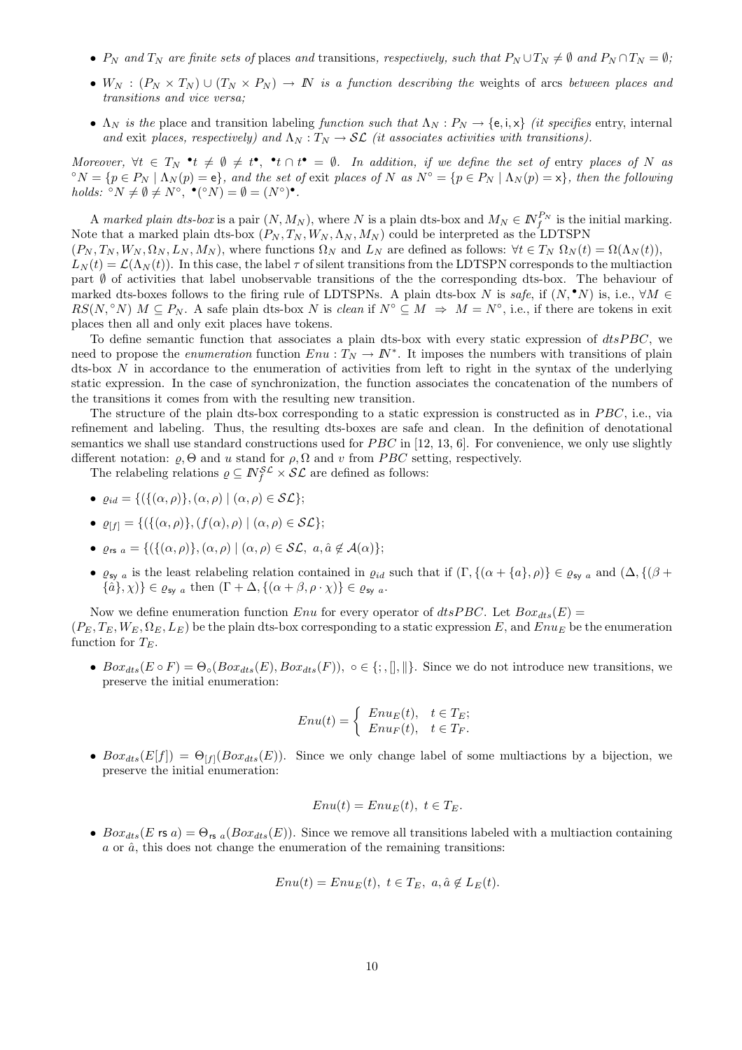- $P_N$ *and* $T_N$ *are finite sets of* places *and* transitions*, respectively, such that* $P_N \cup T_N \neq \emptyset$ *and* $P_N \cap T_N = \emptyset$*;*
- $W_N : (P_N \times T_N) \cup (T_N \times P_N) \to \mathbb{N}$ *is a function describing the* weights of arcs *between places and transitions and vice versa;*
- $\Lambda_N$ *is the* place and transition labeling *function such that* $\Lambda_N : P_N \to \{\mathsf{e}, \mathsf{i}, \mathsf{x}\}$ *(it specifies* entry*,* internal *and* exit *places, respectively) and* $\Lambda_N : T_N \to \mathcal{SL}$ *(it associates activities with transitions).*

*Moreover,* $\forall t \in T_N\ {}^\bullet t \neq \emptyset \neq t^\bullet,\ {}^\bullet t \cap t^\bullet = \emptyset$*. In addition, if we define the set of* entry *places of* $N$ *as* ${}^\circ N = \{p \in P_N \mid \Lambda_N(p) = \mathsf{e}\}$*, and the set of* exit *places of* $N$ *as* $N^\circ = \{p \in P_N \mid \Lambda_N(p) = \mathsf{x}\}$*, then the following holds:* ${}^\circ N \neq \emptyset \neq N^\circ,\ {}^\bullet({}^\circ N) = \emptyset = (N^\circ)^\bullet$*.*

A *marked plain dts-box* is a pair $(N, M_N)$, where $N$ is a plain dts-box and $M_N \in \mathbb{N}_f^{P_N}$ is the initial marking. Note that a marked plain dts-box $(P_N, T_N, W_N, \Lambda_N, M_N)$ could be interpreted as the LDTSPN $(P_N, T_N, W_N, \Omega_N, L_N, M_N)$, where functions $\Omega_N$ and $L_N$ are defined as follows: $\forall t \in T_N\ \Omega_N(t) = \Omega(\Lambda_N(t))$, $L_N(t) = \mathcal{L}(\Lambda_N(t))$. In this case, the label $\tau$ of silent transitions from the LDTSPN corresponds to the multiaction part $\emptyset$ of activities that label unobservable transitions of the the corresponding dts-box. The behaviour of marked dts-boxes follows to the firing rule of LDTSPNs. A plain dts-box $N$ is *safe*, if $(N, {}^\bullet N)$ is, i.e., $\forall M \in RS(N, {}^\circ N)\ M \subseteq P_N$. A safe plain dts-box $N$ is *clean* if $N^\circ \subseteq M \Rightarrow M = N^\circ$, i.e., if there are tokens in exit places then all and only exit places have tokens.

To define semantic function that associates a plain dts-box with every static expression of $dtsPBC$, we need to propose the *enumeration* function $Enu : T_N \to \mathbb{N}^*$. It imposes the numbers with transitions of plain dts-box $N$ in accordance to the enumeration of activities from left to right in the syntax of the underlying static expression. In the case of synchronization, the function associates the concatenation of the numbers of the transitions it comes from with the resulting new transition.

The structure of the plain dts-box corresponding to a static expression is constructed as in $PBC$, i.e., via refinement and labeling. Thus, the resulting dts-boxes are safe and clean. In the definition of denotational semantics we shall use standard constructions used for $PBC$ in [12, 13, 6]. For convenience, we only use slightly different notation: $\varrho, \Theta$ and $u$ stand for $\rho, \Omega$ and $v$ from $PBC$ setting, respectively.

The relabeling relations $\varrho \subseteq \mathbb{N}_f^{\mathcal{SL}} \times \mathcal{SL}$ are defined as follows:

- $\varrho_{id} = \{(\{(\alpha, \rho)\}, (\alpha, \rho) \mid (\alpha, \rho) \in \mathcal{SL}\}$;
- $\varrho_{[f]} = \{(\{(\alpha, \rho)\}, (f(\alpha), \rho) \mid (\alpha, \rho) \in \mathcal{SL}\}$;
- $\varrho_{\mathsf{rs}\ a} = \{(\{(\alpha, \rho)\}, (\alpha, \rho) \mid (\alpha, \rho) \in \mathcal{SL},\ a, \hat{a} \notin \mathcal{A}(\alpha)\}$;
- $\varrho_{\mathsf{sy}\ a}$ is the least relabeling relation contained in $\varrho_{id}$ such that if $(\Gamma, \{(\alpha + \{a\}, \rho)\} \in \varrho_{\mathsf{sy}\ a}$ and $(\Delta, \{(\beta + \{\hat{a}\}, \chi)\} \in \varrho_{\mathsf{sy}\ a}$ then $(\Gamma + \Delta, \{(\alpha + \beta, \rho \cdot \chi)\} \in \varrho_{\mathsf{sy}\ a}$.

Now we define enumeration function $Enu$ for every operator of $dtsPBC$. Let $Box_{dts}(E) = (P_E, T_E, W_E, \Omega_E, L_E)$ be the plain dts-box corresponding to a static expression $E$, and $Enu_E$ be the enumeration function for $T_E$.

- $Box_{dts}(E \circ F) = \Theta_\circ(Box_{dts}(E), Box_{dts}(F)),\ \circ \in \{;, [], \|\}$. Since we do not introduce new transitions, we preserve the initial enumeration:

$$Enu(t) = \begin{cases} Enu_E(t), & t \in T_E; \\ Enu_F(t), & t \in T_F. \end{cases}$$

- $Box_{dts}(E[f]) = \Theta_{[f]}(Box_{dts}(E))$. Since we only change label of some multiactions by a bijection, we preserve the initial enumeration:

$$Enu(t) = Enu_E(t),\ t \in T_E.$$

- $Box_{dts}(E\ \mathsf{rs}\ a) = \Theta_{\mathsf{rs}\ a}(Box_{dts}(E))$. Since we remove all transitions labeled with a multiaction containing $a$ or $\hat{a}$, this does not change the enumeration of the remaining transitions:

$$Enu(t) = Enu_E(t),\ t \in T_E,\ a, \hat{a} \notin L_E(t).$$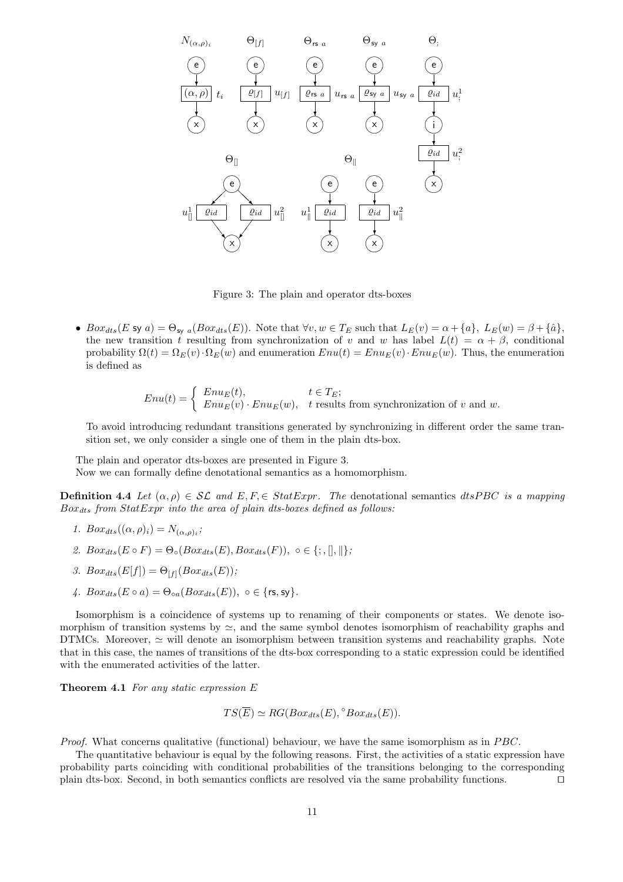Figure 3: The plain and operator dts-boxes

- $Box_{dts}(E \text{ sy } a) = \Theta_{\mathsf{sy}\ a}(Box_{dts}(E))$. Note that $\forall v, w \in T_E$ such that $L_E(v) = \alpha + \{a\},\ L_E(w) = \beta + \{\hat{a}\}$, the new transition $t$ resulting from synchronization of $v$ and $w$ has label $L(t) = \alpha + \beta$, conditional probability $\Omega(t) = \Omega_E(v) \cdot \Omega_E(w)$ and enumeration $Enu(t) = Enu_E(v) \cdot Enu_E(w)$. Thus, the enumeration is defined as

$$Enu(t) = \begin{cases} Enu_E(t), & t \in T_E; \\ Enu_E(v) \cdot Enu_E(w), & t \text{ results from synchronization of } v \text{ and } w. \end{cases}$$

  To avoid introducing redundant transitions generated by synchronizing in different order the same transition set, we only consider a single one of them in the plain dts-box.

The plain and operator dts-boxes are presented in Figure 3.

Now we can formally define denotational semantics as a homomorphism.

**Definition 4.4** *Let $(\alpha, \rho) \in \mathcal{SL}$ and $E, F, \in StatExpr$. The* denotational semantics *$dtsPBC$ is a mapping $Box_{dts}$ from $StatExpr$ into the area of plain dts-boxes defined as follows:*

1. $Box_{dts}((\alpha, \rho)_\iota) = N_{(\alpha,\rho)_\iota}$;
2. $Box_{dts}(E \circ F) = \Theta_\circ(Box_{dts}(E), Box_{dts}(F)),\ \circ \in \{;, [], \|\}$;
3. $Box_{dts}(E[f]) = \Theta_{[f]}(Box_{dts}(E))$;
4. $Box_{dts}(E \circ a) = \Theta_{\circ a}(Box_{dts}(E)),\ \circ \in \{\mathsf{rs}, \mathsf{sy}\}$.

Isomorphism is a coincidence of systems up to renaming of their components or states. We denote isomorphism of transition systems by $\simeq$, and the same symbol denotes isomorphism of reachability graphs and DTMCs. Moreover, $\simeq$ will denote an isomorphism between transition systems and reachability graphs. Note that in this case, the names of transitions of the dts-box corresponding to a static expression could be identified with the enumerated activities of the latter.

**Theorem 4.1** *For any static expression $E$*

$$TS(\overline{E}) \simeq RG(Box_{dts}(E), {}^\circ Box_{dts}(E)).$$

*Proof.* What concerns qualitative (functional) behaviour, we have the same isomorphism as in $PBC$.

The quantitative behaviour is equal by the following reasons. First, the activities of a static expression have probability parts coinciding with conditional probabilities of the transitions belonging to the corresponding plain dts-box. Second, in both semantics conflicts are resolved via the same probability functions. ⊓⊔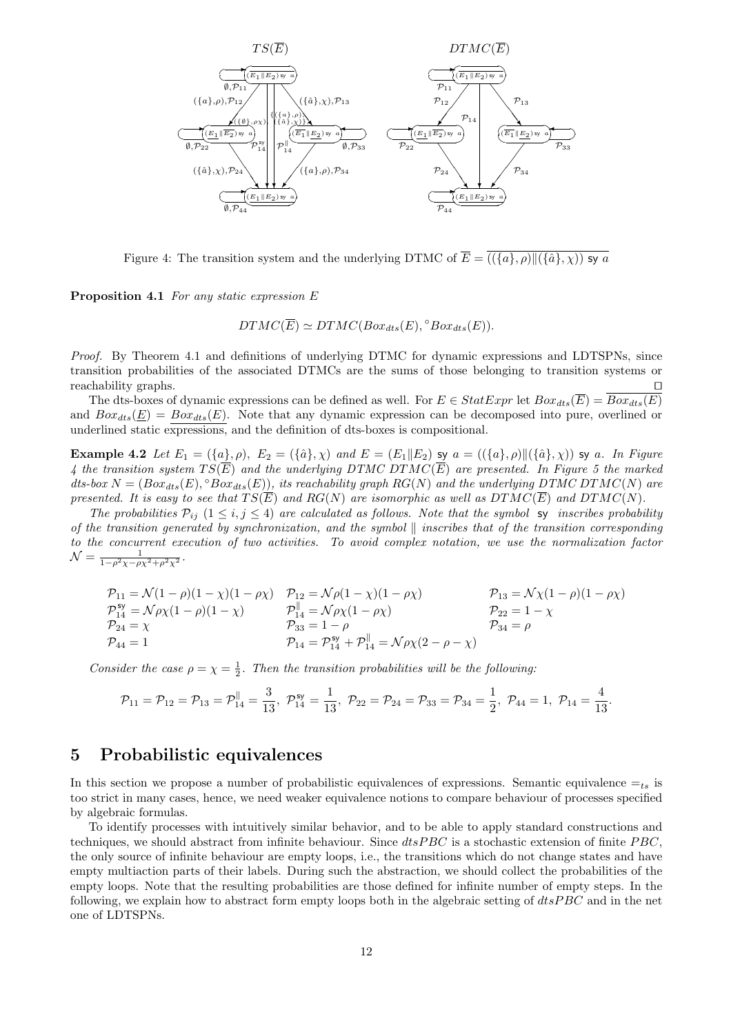Figure 4: The transition system and the underlying DTMC of $\overline{E} = \overline{((\{a\}, \rho)\|(\{\hat{a}\}, \chi))\ \mathsf{sy}\ a}$

**Proposition 4.1** *For any static expression E*

$$DTMC(\overline{E}) \simeq DTMC(Box_{dts}(E), {}^{\circ}Box_{dts}(E)).$$

*Proof.* By Theorem 4.1 and definitions of underlying DTMC for dynamic expressions and LDTSPNs, since transition probabilities of the associated DTMCs are the sums of those belonging to transition systems or reachability graphs. ◻

The dts-boxes of dynamic expressions can be defined as well. For $E \in StatExpr$ let $Box_{dts}(\overline{E}) = \overline{Box_{dts}(E)}$ and $Box_{dts}(\underline{E}) = \underline{Box_{dts}(E)}$. Note that any dynamic expression can be decomposed into pure, overlined or underlined static expressions, and the definition of dts-boxes is compositional.

**Example 4.2** *Let $E_1 = (\{a\}, \rho)$, $E_2 = (\{\hat{a}\}, \chi)$ and $E = (E_1\|E_2)\ \mathsf{sy}\ a = ((\{a\}, \rho)\|(\{\hat{a}\}, \chi))\ \mathsf{sy}\ a$. In Figure 4 the transition system $TS(\overline{E})$ and the underlying DTMC $DTMC(\overline{E})$ are presented. In Figure 5 the marked dts-box $N = (Box_{dts}(E), {}^{\circ}Box_{dts}(E))$, its reachability graph $RG(N)$ and the underlying DTMC $DTMC(N)$ are presented. It is easy to see that $TS(\overline{E})$ and $RG(N)$ are isomorphic as well as $DTMC(\overline{E})$ and $DTMC(N)$.*

*The probabilities $\mathcal{P}_{ij}$ $(1 \le i, j \le 4)$ are calculated as follows. Note that the symbol* sy *inscribes probability of the transition generated by synchronization, and the symbol $\|$ inscribes that of the transition corresponding to the concurrent execution of two activities. To avoid complex notation, we use the normalization factor $\mathcal{N} = \frac{1}{1-\rho^2\chi-\rho\chi^2+\rho^2\chi^2}$.*

$$\begin{array}{lll}
\mathcal{P}_{11} = \mathcal{N}(1-\rho)(1-\chi)(1-\rho\chi) & \mathcal{P}_{12} = \mathcal{N}\rho(1-\chi)(1-\rho\chi) & \mathcal{P}_{13} = \mathcal{N}\chi(1-\rho)(1-\rho\chi) \\
\mathcal{P}_{14}^{\mathsf{sy}} = \mathcal{N}\rho\chi(1-\rho)(1-\chi) & \mathcal{P}_{14}^{\|} = \mathcal{N}\rho\chi(1-\rho\chi) & \mathcal{P}_{22} = 1-\chi \\
\mathcal{P}_{24} = \chi & \mathcal{P}_{33} = 1-\rho & \mathcal{P}_{34} = \rho \\
\mathcal{P}_{44} = 1 & \mathcal{P}_{14} = \mathcal{P}_{14}^{\mathsf{sy}} + \mathcal{P}_{14}^{\|} = \mathcal{N}\rho\chi(2-\rho-\chi) &
\end{array}$$

*Consider the case $\rho = \chi = \frac{1}{2}$. Then the transition probabilities will be the following:*

$$\mathcal{P}_{11} = \mathcal{P}_{12} = \mathcal{P}_{13} = \mathcal{P}_{14}^{\|} = \frac{3}{13},\ \mathcal{P}_{14}^{\mathsf{sy}} = \frac{1}{13},\ \mathcal{P}_{22} = \mathcal{P}_{24} = \mathcal{P}_{33} = \mathcal{P}_{34} = \frac{1}{2},\ \mathcal{P}_{44} = 1,\ \mathcal{P}_{14} = \frac{4}{13}.$$

# 5 Probabilistic equivalences

In this section we propose a number of probabilistic equivalences of expressions. Semantic equivalence $=_{ts}$ is too strict in many cases, hence, we need weaker equivalence notions to compare behaviour of processes specified by algebraic formulas.

To identify processes with intuitively similar behavior, and to be able to apply standard constructions and techniques, we should abstract from infinite behaviour. Since *dtsPBC* is a stochastic extension of finite *PBC*, the only source of infinite behaviour are empty loops, i.e., the transitions which do not change states and have empty multiaction parts of their labels. During such the abstraction, we should collect the probabilities of the empty loops. Note that the resulting probabilities are those defined for infinite number of empty steps. In the following, we explain how to abstract form empty loops both in the algebraic setting of *dtsPBC* and in the net one of LDTSPNs.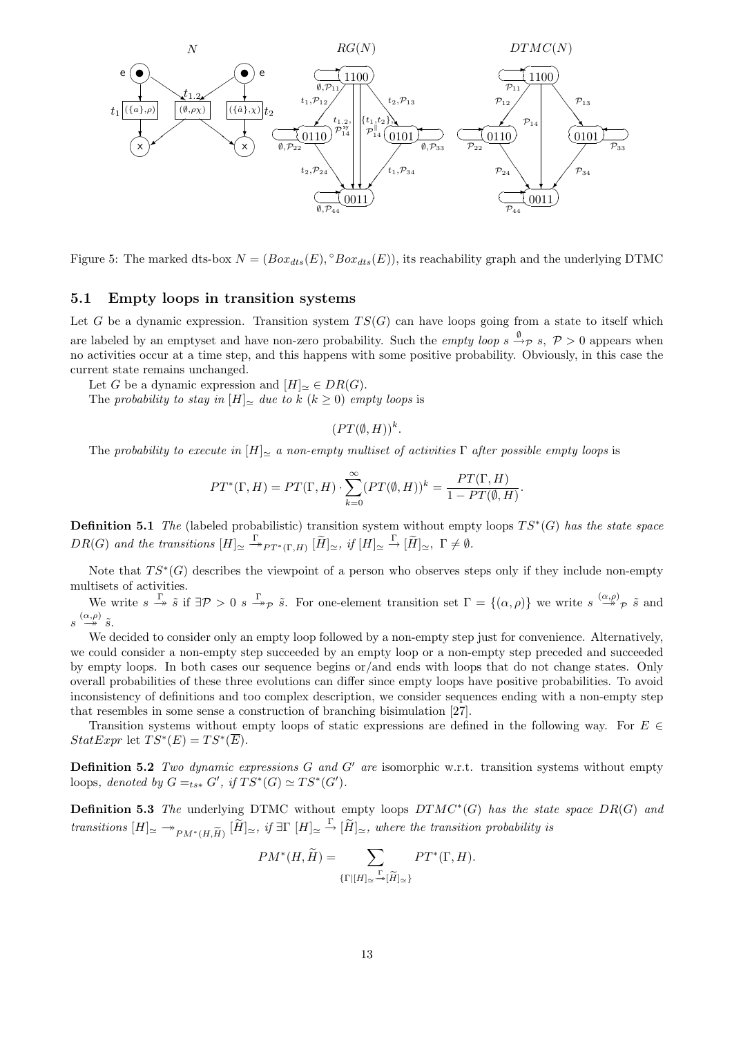Figure 5: The marked dts-box $N = (Box_{dts}(E), {}^{\circ}Box_{dts}(E))$, its reachability graph and the underlying DTMC

## 5.1 Empty loops in transition systems

Let $G$ be a dynamic expression. Transition system $TS(G)$ can have loops going from a state to itself which are labeled by an emptyset and have non-zero probability. Such the *empty loop* $s \xrightarrow{\emptyset}_{\mathcal{P}} s$, $\mathcal{P} > 0$ appears when no activities occur at a time step, and this happens with some positive probability. Obviously, in this case the current state remains unchanged.

Let $G$ be a dynamic expression and $[H]_{\simeq} \in DR(G)$.

The *probability to stay in* $[H]_{\simeq}$ *due to* $k$ ($k \geq 0$) *empty loops* is

$$(PT(\emptyset, H))^k.$$

The *probability to execute in* $[H]_{\simeq}$ *a non-empty multiset of activities* $\Gamma$ *after possible empty loops* is

$$PT^*(\Gamma, H) = PT(\Gamma, H) \cdot \sum_{k=0}^{\infty} (PT(\emptyset, H))^k = \frac{PT(\Gamma, H)}{1 - PT(\emptyset, H)}.$$

**Definition 5.1** *The* (labeled probabilistic) transition system without empty loops $TS^*(G)$ *has the state space* $DR(G)$ *and the transitions* $[H]_{\simeq} \xrightarrow{\Gamma}\!\!\!\!\to_{PT^*(\Gamma,H)} [\widetilde{H}]_{\simeq}$*, if* $[H]_{\simeq} \xrightarrow{\Gamma} [\widetilde{H}]_{\simeq}$*,* $\Gamma \neq \emptyset$.

Note that $TS^*(G)$ describes the viewpoint of a person who observes steps only if they include non-empty multisets of activities.

We write $s \xrightarrow{\Gamma}\!\!\!\!\to \tilde{s}$ if $\exists \mathcal{P} > 0$ $s \xrightarrow{\Gamma}\!\!\!\!\to_{\mathcal{P}} \tilde{s}$. For one-element transition set $\Gamma = \{(\alpha, \rho)\}$ we write $s \xrightarrow{(\alpha,\rho)}\!\!\!\!\to_{\mathcal{P}} \tilde{s}$ and $s \xrightarrow{(\alpha,\rho)}\!\!\!\!\to \tilde{s}$.

We decided to consider only an empty loop followed by a non-empty step just for convenience. Alternatively, we could consider a non-empty step succeeded by an empty loop or a non-empty step preceded and succeeded by empty loops. In both cases our sequence begins or/and ends with loops that do not change states. Only overall probabilities of these three evolutions can differ since empty loops have positive probabilities. To avoid inconsistency of definitions and too complex description, we consider sequences ending with a non-empty step that resembles in some sense a construction of branching bisimulation [27].

Transition systems without empty loops of static expressions are defined in the following way. For $E \in StatExpr$ let $TS^*(E) = TS^*(\overline{E})$.

**Definition 5.2** *Two dynamic expressions* $G$ *and* $G'$ *are* isomorphic w.r.t. transition systems without empty loops*, denoted by* $G =_{ts*} G'$*, if* $TS^*(G) \simeq TS^*(G')$.

**Definition 5.3** *The* underlying DTMC without empty loops $DTMC^*(G)$ *has the state space* $DR(G)$ *and transitions* $[H]_{\simeq} \twoheadrightarrow_{PM^*(H,\widetilde{H})} [\widetilde{H}]_{\simeq}$*, if* $\exists \Gamma$ $[H]_{\simeq} \xrightarrow{\Gamma} [\widetilde{H}]_{\simeq}$*, where the transition probability is*

$$PM^*(H, \widetilde{H}) = \sum_{\{\Gamma | [H]_{\simeq} \xrightarrow{\Gamma}\!\!\!\to [\widetilde{H}]_{\simeq}\}} PT^*(\Gamma, H).$$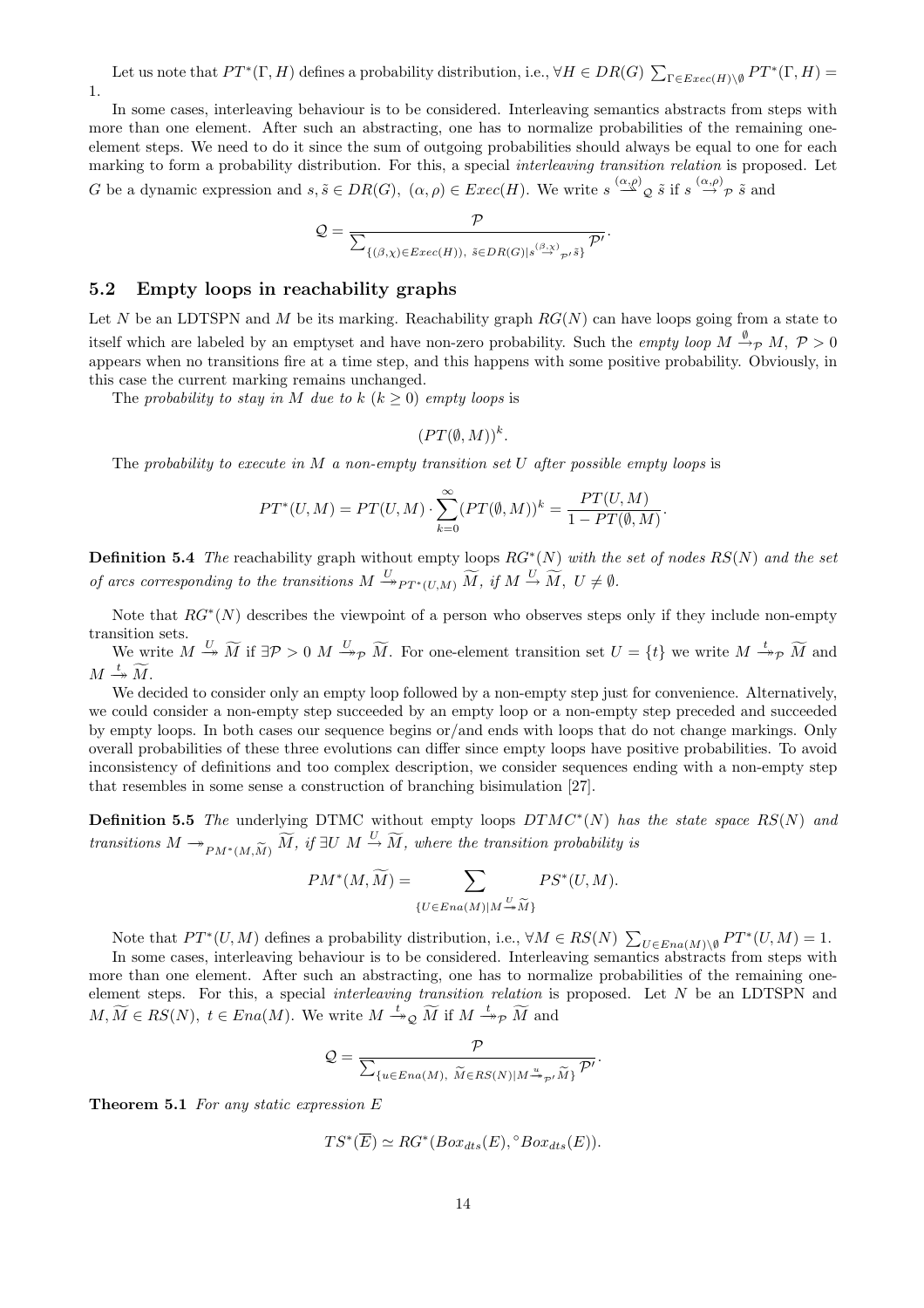Let us note that $PT^*(\Gamma, H)$ defines a probability distribution, i.e., $\forall H \in DR(G)\ \sum_{\Gamma \in Exec(H)\setminus\emptyset} PT^*(\Gamma, H) = 1$.

In some cases, interleaving behaviour is to be considered. Interleaving semantics abstracts from steps with more than one element. After such an abstracting, one has to normalize probabilities of the remaining one-element steps. We need to do it since the sum of outgoing probabilities should always be equal to one for each marking to form a probability distribution. For this, a special *interleaving transition relation* is proposed. Let $G$ be a dynamic expression and $s, \tilde{s} \in DR(G),\ (\alpha, \rho) \in Exec(H)$. We write $s \stackrel{(\alpha,\rho)}{\twoheadrightarrow}_{\mathcal{Q}} \tilde{s}$ if $s \stackrel{(\alpha,\rho)}{\twoheadrightarrow}_{\mathcal{P}} \tilde{s}$ and

$$\mathcal{Q} = \frac{\mathcal{P}}{\sum_{\{(\beta,\chi)\in Exec(H)),\ \tilde{s}\in DR(G) \mid s \stackrel{(\beta,\chi)}{\twoheadrightarrow}_{\mathcal{P}'} \tilde{s}\}} \mathcal{P}'}.$$

## 5.2 Empty loops in reachability graphs

Let $N$ be an LDTSPN and $M$ be its marking. Reachability graph $RG(N)$ can have loops going from a state to itself which are labeled by an emptyset and have non-zero probability. Such the *empty loop* $M \stackrel{\emptyset}{\rightarrow}_{\mathcal{P}} M,\ \mathcal{P} > 0$ appears when no transitions fire at a time step, and this happens with some positive probability. Obviously, in this case the current marking remains unchanged.

The *probability to stay in* $M$ *due to* $k$ $(k \geq 0)$ *empty loops* is

$$(PT(\emptyset, M))^k.$$

The *probability to execute in* $M$ *a non-empty transition set* $U$ *after possible empty loops* is

$$PT^*(U, M) = PT(U, M) \cdot \sum_{k=0}^{\infty} (PT(\emptyset, M))^k = \frac{PT(U, M)}{1 - PT(\emptyset, M)}.$$

**Definition 5.4** *The* reachability graph without empty loops $RG^*(N)$ *with the set of nodes* $RS(N)$ *and the set of arcs corresponding to the transitions* $M \stackrel{U}{\twoheadrightarrow}_{PT^*(U,M)} \widetilde{M}$*, if* $M \stackrel{U}{\rightarrow} \widetilde{M},\ U \neq \emptyset$.

Note that $RG^*(N)$ describes the viewpoint of a person who observes steps only if they include non-empty transition sets.

We write $M \stackrel{U}{\twoheadrightarrow} \widetilde{M}$ if $\exists \mathcal{P} > 0\ M \stackrel{U}{\twoheadrightarrow}_{\mathcal{P}} \widetilde{M}$. For one-element transition set $U = \{t\}$ we write $M \stackrel{t}{\twoheadrightarrow}_{\mathcal{P}} \widetilde{M}$ and $M \stackrel{t}{\twoheadrightarrow} \widetilde{M}$.

We decided to consider only an empty loop followed by a non-empty step just for convenience. Alternatively, we could consider a non-empty step succeeded by an empty loop or a non-empty step preceded and succeeded by empty loops. In both cases our sequence begins or/and ends with loops that do not change markings. Only overall probabilities of these three evolutions can differ since empty loops have positive probabilities. To avoid inconsistency of definitions and too complex description, we consider sequences ending with a non-empty step that resembles in some sense a construction of branching bisimulation [27].

**Definition 5.5** *The* underlying DTMC without empty loops $DTMC^*(N)$ *has the state space* $RS(N)$ *and transitions* $M \twoheadrightarrow_{PM^*(M,\widetilde{M})} \widetilde{M}$*, if* $\exists U\ M \stackrel{U}{\twoheadrightarrow} \widetilde{M}$*, where the transition probability is*

$$PM^*(M, \widetilde{M}) = \sum_{\{U \in Ena(M) \mid M \stackrel{U}{\twoheadrightarrow} \widetilde{M}\}} PS^*(U, M).$$

Note that $PT^*(U, M)$ defines a probability distribution, i.e., $\forall M \in RS(N)\ \sum_{U \in Ena(M)\setminus\emptyset} PT^*(U, M) = 1$.

In some cases, interleaving behaviour is to be considered. Interleaving semantics abstracts from steps with more than one element. After such an abstracting, one has to normalize probabilities of the remaining one-element steps. For this, a special *interleaving transition relation* is proposed. Let $N$ be an LDTSPN and $M, \widetilde{M} \in RS(N),\ t \in Ena(M)$. We write $M \stackrel{t}{\twoheadrightarrow}_{\mathcal{Q}} \widetilde{M}$ if $M \stackrel{t}{\twoheadrightarrow}_{\mathcal{P}} \widetilde{M}$ and

$$\mathcal{Q} = \frac{\mathcal{P}}{\sum_{\{u \in Ena(M),\ \widetilde{M}\in RS(N) \mid M \stackrel{u}{\twoheadrightarrow}_{\mathcal{P}'} \widetilde{M}\}} \mathcal{P}'}.$$

**Theorem 5.1** *For any static expression* $E$

$$TS^*(\overline{E}) \simeq RG^*(Box_{dts}(E), {}^{\circ}Box_{dts}(E)).$$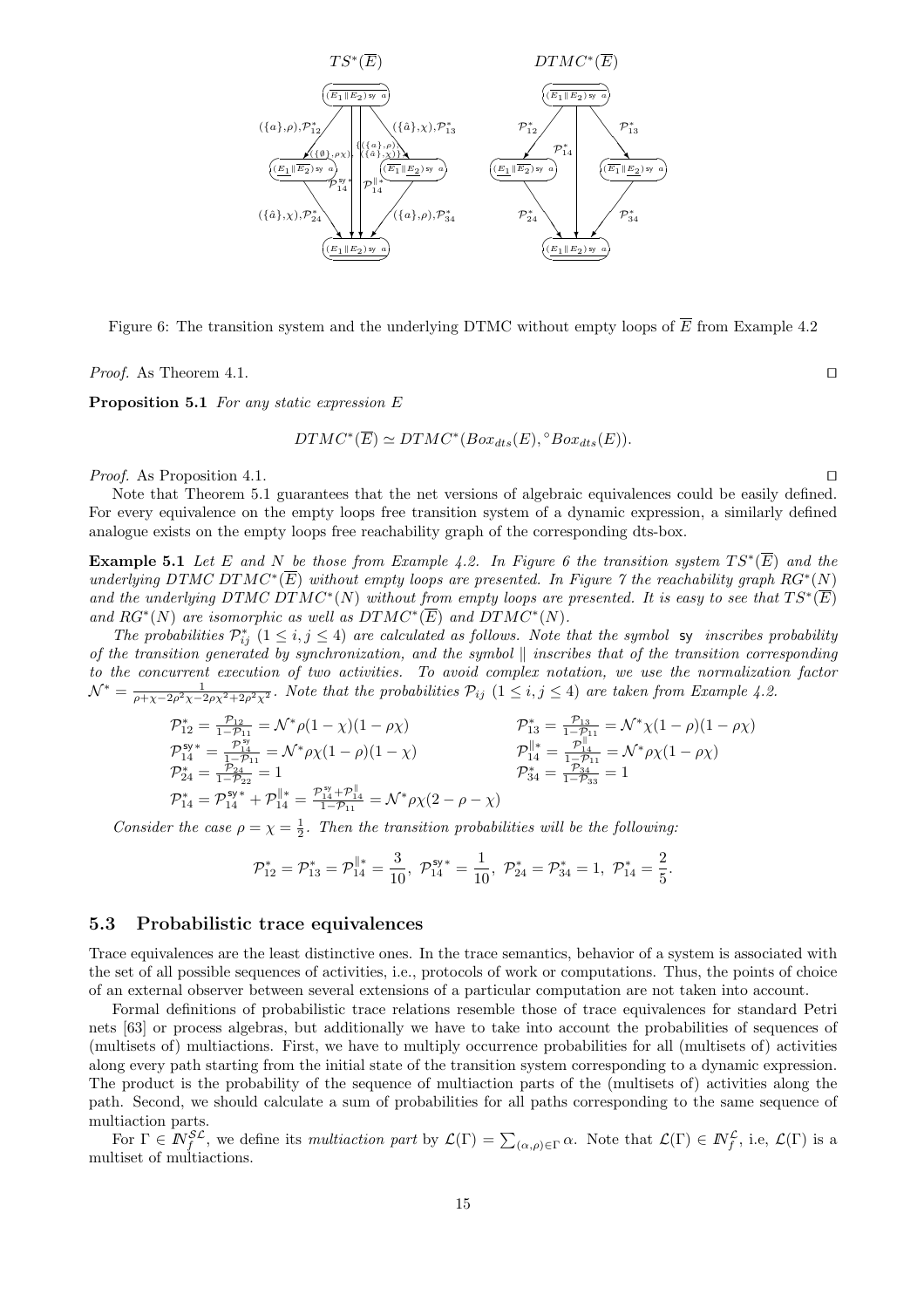Figure 6: The transition system and the underlying DTMC without empty loops of $\overline{E}$ from Example 4.2

*Proof.* As Theorem 4.1. □

**Proposition 5.1** *For any static expression $E$*

$$DTMC^*(\overline{E}) \simeq DTMC^*(Box_{dts}(E), {}^\circ Box_{dts}(E)).$$

*Proof.* As Proposition 4.1. □

Note that Theorem 5.1 guarantees that the net versions of algebraic equivalences could be easily defined. For every equivalence on the empty loops free transition system of a dynamic expression, a similarly defined analogue exists on the empty loops free reachability graph of the corresponding dts-box.

**Example 5.1** *Let $E$ and $N$ be those from Example 4.2. In Figure 6 the transition system $TS^*(\overline{E})$ and the underlying DTMC $DTMC^*(\overline{E})$ without empty loops are presented. In Figure 7 the reachability graph $RG^*(N)$ and the underlying DTMC $DTMC^*(N)$ without from empty loops are presented. It is easy to see that $TS^*(\overline{E})$ and $RG^*(N)$ are isomorphic as well as $DTMC^*(\overline{E})$ and $DTMC^*(N)$.*

*The probabilities $\mathcal{P}^*_{ij}$ $(1 \le i, j \le 4)$ are calculated as follows. Note that the symbol $\mathsf{sy}$ inscribes probability of the transition generated by synchronization, and the symbol $\|$ inscribes that of the transition corresponding to the concurrent execution of two activities. To avoid complex notation, we use the normalization factor $\mathcal{N}^* = \frac{1}{\rho+\chi-2\rho^2\chi-2\rho\chi^2+2\rho^2\chi^2}$. Note that the probabilities $\mathcal{P}_{ij}$ $(1 \le i, j \le 4)$ are taken from Example 4.2.*

$$\mathcal{P}^*_{12} = \frac{\mathcal{P}_{12}}{1-\mathcal{P}_{11}} = \mathcal{N}^*\rho(1-\chi)(1-\rho\chi) \qquad \mathcal{P}^*_{13} = \frac{\mathcal{P}_{13}}{1-\mathcal{P}_{11}} = \mathcal{N}^*\chi(1-\rho)(1-\rho\chi)$$

$$\mathcal{P}^{\mathsf{sy}*}_{14} = \frac{\mathcal{P}^{\mathsf{sy}}_{14}}{1-\mathcal{P}_{11}} = \mathcal{N}^*\rho\chi(1-\rho)(1-\chi) \qquad \mathcal{P}^{\|*}_{14} = \frac{\mathcal{P}^{\|}_{14}}{1-\mathcal{P}_{11}} = \mathcal{N}^*\rho\chi(1-\rho\chi)$$

$$\mathcal{P}^*_{24} = \frac{\mathcal{P}_{24}}{1-\mathcal{P}_{22}} = 1 \qquad \mathcal{P}^*_{34} = \frac{\mathcal{P}_{34}}{1-\mathcal{P}_{33}} = 1$$

$$\mathcal{P}^*_{14} = \mathcal{P}^{\mathsf{sy}*}_{14} + \mathcal{P}^{\|*}_{14} = \frac{\mathcal{P}^{\mathsf{sy}}_{14}+\mathcal{P}^{\|}_{14}}{1-\mathcal{P}_{11}} = \mathcal{N}^*\rho\chi(2-\rho-\chi)$$

*Consider the case $\rho = \chi = \frac{1}{2}$. Then the transition probabilities will be the following:*

$$\mathcal{P}^*_{12} = \mathcal{P}^*_{13} = \mathcal{P}^{\|*}_{14} = \frac{3}{10},\ \mathcal{P}^{\mathsf{sy}*}_{14} = \frac{1}{10},\ \mathcal{P}^*_{24} = \mathcal{P}^*_{34} = 1,\ \mathcal{P}^*_{14} = \frac{2}{5}.$$

### 5.3 Probabilistic trace equivalences

Trace equivalences are the least distinctive ones. In the trace semantics, behavior of a system is associated with the set of all possible sequences of activities, i.e., protocols of work or computations. Thus, the points of choice of an external observer between several extensions of a particular computation are not taken into account.

Formal definitions of probabilistic trace relations resemble those of trace equivalences for standard Petri nets [63] or process algebras, but additionally we have to take into account the probabilities of sequences of (multisets of) multiactions. First, we have to multiply occurrence probabilities for all (multisets of) activities along every path starting from the initial state of the transition system corresponding to a dynamic expression. The product is the probability of the sequence of multiaction parts of the (multisets of) activities along the path. Second, we should calculate a sum of probabilities for all paths corresponding to the same sequence of multiaction parts.

For $\Gamma \in I\!N_f^{\mathcal{SL}}$, we define its *multiaction part* by $\mathcal{L}(\Gamma) = \sum_{(\alpha,\rho)\in\Gamma} \alpha$. Note that $\mathcal{L}(\Gamma) \in I\!N_f^{\mathcal{L}}$, i.e, $\mathcal{L}(\Gamma)$ is a multiset of multiactions.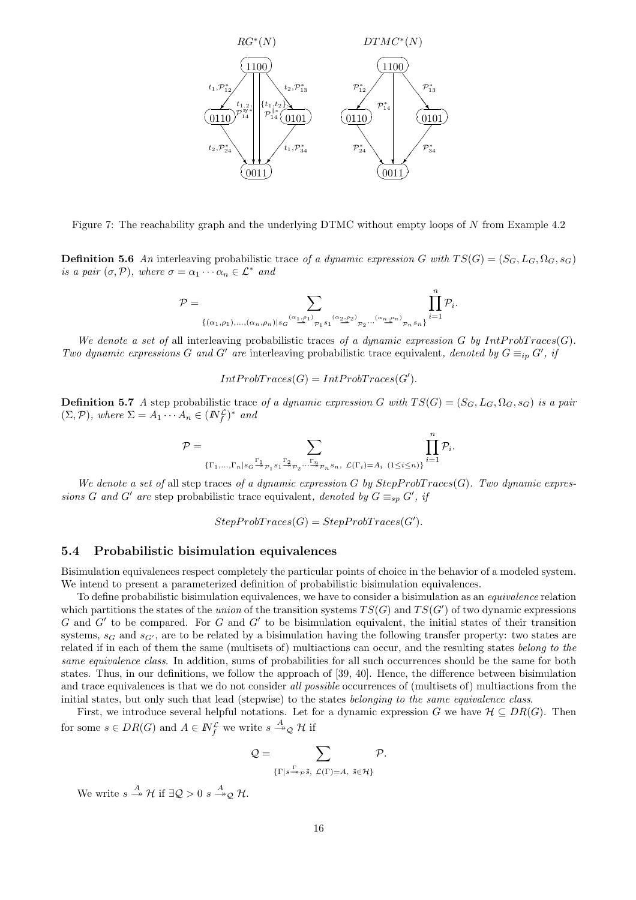Figure 7: The reachability graph and the underlying DTMC without empty loops of $N$ from Example 4.2

**Definition 5.6** *An* interleaving probabilistic trace *of a dynamic expression $G$ with $TS(G) = (S_G, L_G, \Omega_G, s_G)$ is a pair $(\sigma, \mathcal{P})$, where $\sigma = \alpha_1 \cdots \alpha_n \in \mathcal{L}^*$ and*

$$\mathcal{P} = \sum_{\{(\alpha_1,\rho_1),\ldots,(\alpha_n,\rho_n) | s_G \stackrel{(\alpha_1,\rho_1)}{\twoheadrightarrow}_{\mathcal{P}_1} s_1 \stackrel{(\alpha_2,\rho_2)}{\twoheadrightarrow}_{\mathcal{P}_2} \cdots \stackrel{(\alpha_n,\rho_n)}{\twoheadrightarrow}_{\mathcal{P}_n} s_n\}} \prod_{i=1}^{n} \mathcal{P}_i.$$

*We denote a set of* all interleaving probabilistic traces *of a dynamic expression $G$ by $IntProbTraces(G)$. Two dynamic expressions $G$ and $G'$ are* interleaving probabilistic trace equivalent*, denoted by $G \equiv_{ip} G'$, if*

$$IntProbTraces(G) = IntProbTraces(G').$$

**Definition 5.7** *A* step probabilistic trace *of a dynamic expression $G$ with $TS(G) = (S_G, L_G, \Omega_G, s_G)$ is a pair $(\Sigma, \mathcal{P})$, where $\Sigma = A_1 \cdots A_n \in (\mathbb{N}_f^{\mathcal{L}})^*$ and*

$$\mathcal{P} = \sum_{\{\Gamma_1,\ldots,\Gamma_n | s_G \stackrel{\Gamma_1}{\twoheadrightarrow}_{\mathcal{P}_1} s_1 \stackrel{\Gamma_2}{\twoheadrightarrow}_{\mathcal{P}_2} \cdots \stackrel{\Gamma_n}{\twoheadrightarrow}_{\mathcal{P}_n} s_n,\ \mathcal{L}(\Gamma_i)=A_i\ (1 \le i \le n)\}} \prod_{i=1}^{n} \mathcal{P}_i.$$

*We denote a set of* all step traces *of a dynamic expression $G$ by $StepProbTraces(G)$. Two dynamic expressions $G$ and $G'$ are* step probabilistic trace equivalent*, denoted by $G \equiv_{sp} G'$, if*

$$StepProbTraces(G) = StepProbTraces(G').$$

### 5.4 Probabilistic bisimulation equivalences

Bisimulation equivalences respect completely the particular points of choice in the behavior of a modeled system. We intend to present a parameterized definition of probabilistic bisimulation equivalences.

To define probabilistic bisimulation equivalences, we have to consider a bisimulation as an *equivalence* relation which partitions the states of the *union* of the transition systems $TS(G)$ and $TS(G')$ of two dynamic expressions $G$ and $G'$ to be compared. For $G$ and $G'$ to be bisimulation equivalent, the initial states of their transition systems, $s_G$ and $s_{G'}$, are to be related by a bisimulation having the following transfer property: two states are related if in each of them the same (multisets of) multiactions can occur, and the resulting states *belong to the same equivalence class*. In addition, sums of probabilities for all such occurrences should be the same for both states. Thus, in our definitions, we follow the approach of [39, 40]. Hence, the difference between bisimulation and trace equivalences is that we do not consider *all possible* occurrences of (multisets of) multiactions from the initial states, but only such that lead (stepwise) to the states *belonging to the same equivalence class*.

First, we introduce several helpful notations. Let for a dynamic expression $G$ we have $\mathcal{H} \subseteq DR(G)$. Then for some $s \in DR(G)$ and $A \in \mathbb{N}_f^{\mathcal{L}}$ we write $s \stackrel{A}{\twoheadrightarrow}_{\mathcal{Q}} \mathcal{H}$ if

$$\mathcal{Q} = \sum_{\{\Gamma | s \stackrel{\Gamma}{\twoheadrightarrow}_{\mathcal{P}} \tilde{s},\ \mathcal{L}(\Gamma)=A,\ \tilde{s} \in \mathcal{H}\}} \mathcal{P}.$$

We write $s \stackrel{A}{\twoheadrightarrow} \mathcal{H}$ if $\exists \mathcal{Q} > 0\ s \stackrel{A}{\twoheadrightarrow}_{\mathcal{Q}} \mathcal{H}$.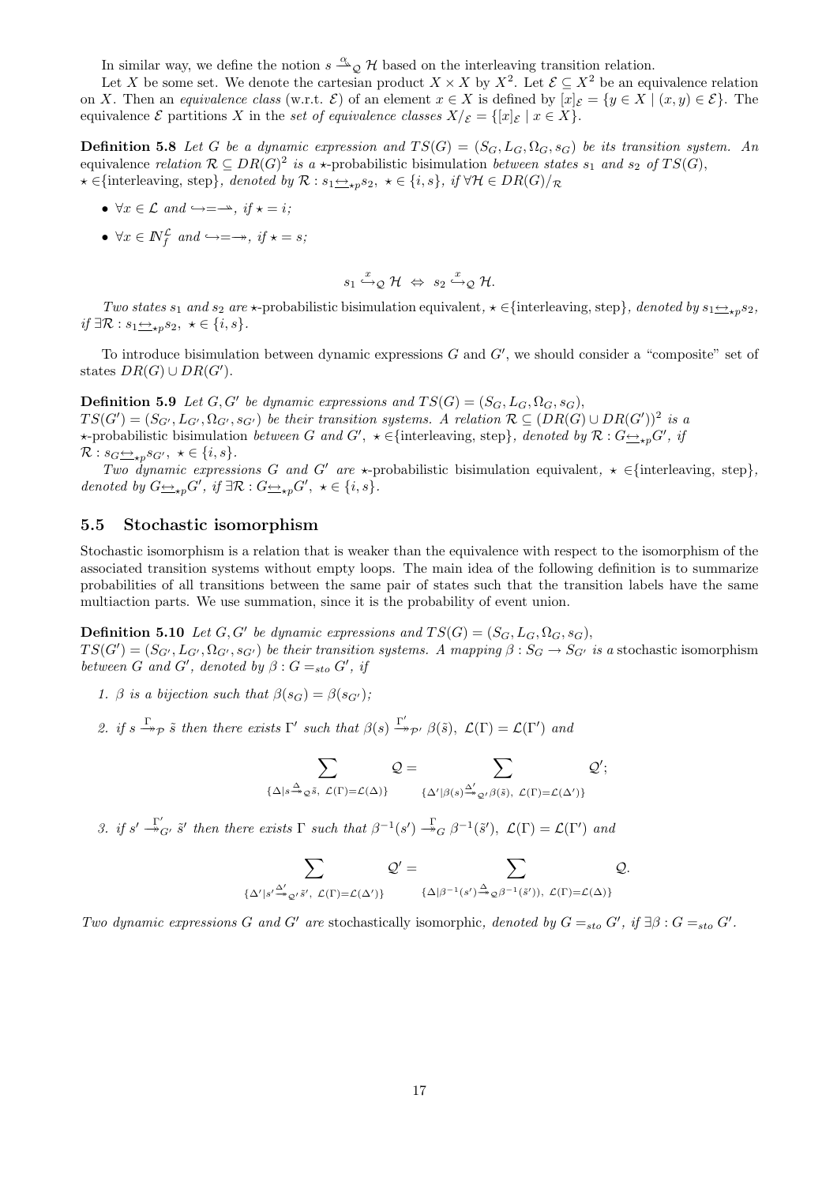In similar way, we define the notion $s \xrightarrow{\alpha}_{\mathcal{Q}} \mathcal{H}$ based on the interleaving transition relation.

Let $X$ be some set. We denote the cartesian product $X \times X$ by $X^2$. Let $\mathcal{E} \subseteq X^2$ be an equivalence relation on $X$. Then an *equivalence class* (w.r.t. $\mathcal{E}$) of an element $x \in X$ is defined by $[x]_{\mathcal{E}} = \{y \in X \mid (x, y) \in \mathcal{E}\}$. The equivalence $\mathcal{E}$ partitions $X$ in the *set of equivalence classes* $X/_{\mathcal{E}} = \{[x]_{\mathcal{E}} \mid x \in X\}$.

**Definition 5.8** *Let $G$ be a dynamic expression and $TS(G) = (S_G, L_G, \Omega_G, s_G)$ be its transition system. An* equivalence *relation $\mathcal{R} \subseteq DR(G)^2$ is a $\star$-*probabilistic bisimulation *between states $s_1$ and $s_2$ of $TS(G)$, $\star \in$*{interleaving, step}*, denoted by $\mathcal{R} : s_1 \underline{\leftrightarrow}_{\star p} s_2,\ \star \in \{i, s\}$, if $\forall \mathcal{H} \in DR(G)/_{\mathcal{R}}$*

- *$\forall x \in \mathcal{L}$ and $\hookrightarrow = \rightarrow$, if $\star = i$;*
- *$\forall x \in \mathbb{N}_f^{\mathcal{L}}$ and $\hookrightarrow = \twoheadrightarrow$, if $\star = s$;*

$$s_1 \overset{x}{\hookrightarrow}_{\mathcal{Q}} \mathcal{H} \ \Leftrightarrow\ s_2 \overset{x}{\hookrightarrow}_{\mathcal{Q}} \mathcal{H}.$$

*Two states $s_1$ and $s_2$ are* $\star$-probabilistic bisimulation equivalent*, $\star \in$*{interleaving, step}*, denoted by $s_1 \underline{\leftrightarrow}_{\star p} s_2$, if $\exists \mathcal{R} : s_1 \underline{\leftrightarrow}_{\star p} s_2,\ \star \in \{i, s\}$.*

To introduce bisimulation between dynamic expressions $G$ and $G'$, we should consider a "composite" set of states $DR(G) \cup DR(G')$.

**Definition 5.9** *Let $G, G'$ be dynamic expressions and $TS(G) = (S_G, L_G, \Omega_G, s_G)$, $TS(G') = (S_{G'}, L_{G'}, \Omega_{G'}, s_{G'})$ be their transition systems. A relation $\mathcal{R} \subseteq (DR(G) \cup DR(G'))^2$ is a* $\star$-probabilistic bisimulation *between $G$ and $G'$, $\star \in$*{interleaving, step}*, denoted by $\mathcal{R} : G \underline{\leftrightarrow}_{\star p} G'$, if $\mathcal{R} : s_G \underline{\leftrightarrow}_{\star p} s_{G'},\ \star \in \{i, s\}$.*

*Two dynamic expressions $G$ and $G'$ are* $\star$-probabilistic bisimulation equivalent*, $\star \in$*{interleaving, step}*, denoted by $G \underline{\leftrightarrow}_{\star p} G'$, if $\exists \mathcal{R} : G \underline{\leftrightarrow}_{\star p} G',\ \star \in \{i, s\}$.*

## 5.5 Stochastic isomorphism

Stochastic isomorphism is a relation that is weaker than the equivalence with respect to the isomorphism of the associated transition systems without empty loops. The main idea of the following definition is to summarize probabilities of all transitions between the same pair of states such that the transition labels have the same multiaction parts. We use summation, since it is the probability of event union.

**Definition 5.10** *Let $G, G'$ be dynamic expressions and $TS(G) = (S_G, L_G, \Omega_G, s_G)$, $TS(G') = (S_{G'}, L_{G'}, \Omega_{G'}, s_{G'})$ be their transition systems. A mapping $\beta : S_G \to S_{G'}$ is a* stochastic isomorphism *between $G$ and $G'$, denoted by $\beta : G =_{sto} G'$, if*

1. *$\beta$ is a bijection such that $\beta(s_G) = \beta(s_{G'})$;*
2. *if $s \xrightarrow{\Gamma}_{\mathcal{P}} \tilde{s}$ then there exists $\Gamma'$ such that $\beta(s) \xrightarrow{\Gamma'}_{\mathcal{P}'} \beta(\tilde{s}),\ \mathcal{L}(\Gamma) = \mathcal{L}(\Gamma')$ and*

$$\sum_{\{\Delta \mid s \xrightarrow{\Delta}_{\mathcal{Q}} \tilde{s},\ \mathcal{L}(\Gamma) = \mathcal{L}(\Delta)\}} \mathcal{Q} = \sum_{\{\Delta' \mid \beta(s) \xrightarrow{\Delta'}_{\mathcal{Q}'} \beta(\tilde{s}),\ \mathcal{L}(\Gamma) = \mathcal{L}(\Delta')\}} \mathcal{Q}';$$

3. *if $s' \xrightarrow{\Gamma'}_{G'} \tilde{s}'$ then there exists $\Gamma$ such that $\beta^{-1}(s') \xrightarrow{\Gamma}_{G} \beta^{-1}(\tilde{s}'),\ \mathcal{L}(\Gamma) = \mathcal{L}(\Gamma')$ and*

$$\sum_{\{\Delta' \mid s' \xrightarrow{\Delta'}_{\mathcal{Q}'} \tilde{s}',\ \mathcal{L}(\Gamma) = \mathcal{L}(\Delta')\}} \mathcal{Q}' = \sum_{\{\Delta \mid \beta^{-1}(s') \xrightarrow{\Delta}_{\mathcal{Q}} \beta^{-1}(\tilde{s}')),\ \mathcal{L}(\Gamma) = \mathcal{L}(\Delta)\}} \mathcal{Q}.$$

*Two dynamic expressions $G$ and $G'$ are* stochastically isomorphic*, denoted by $G =_{sto} G'$, if $\exists \beta : G =_{sto} G'$.*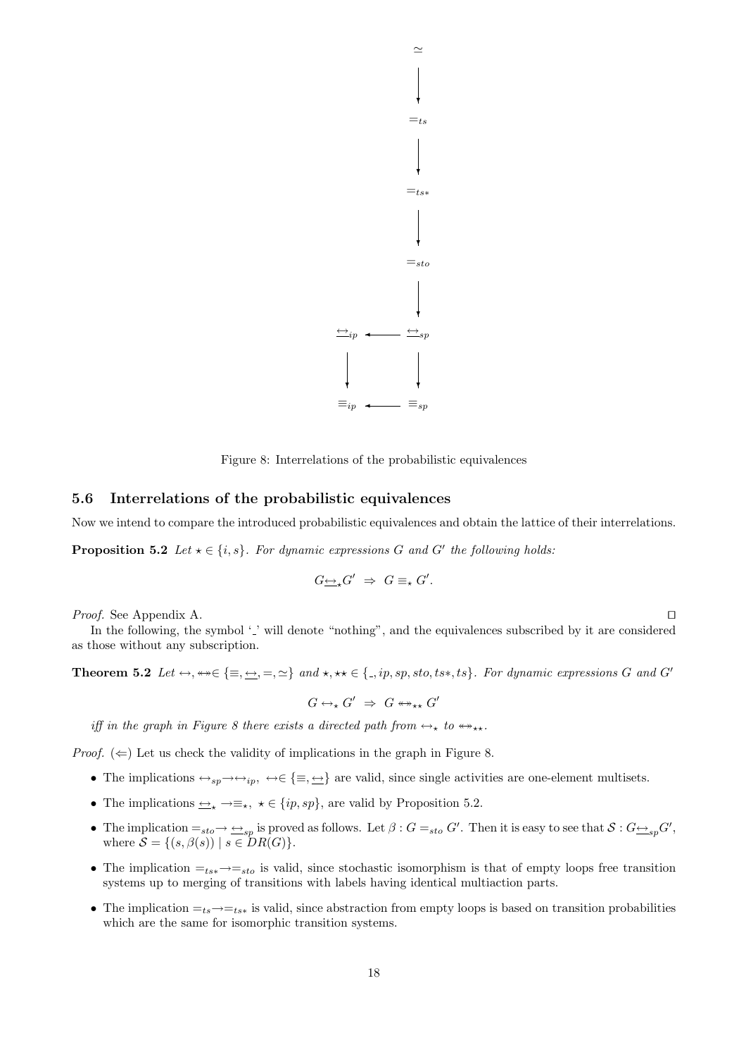Figure 8: Interrelations of the probabilistic equivalences

### 5.6 Interrelations of the probabilistic equivalences

Now we intend to compare the introduced probabilistic equivalences and obtain the lattice of their interrelations.

**Proposition 5.2** *Let $\star \in \{i, s\}$. For dynamic expressions $G$ and $G'$ the following holds:*

$$G \underline{\leftrightarrow}_\star G' \;\Rightarrow\; G \equiv_\star G'.$$

*Proof.* See Appendix A. □

In the following, the symbol '\_' will denote "nothing", and the equivalences subscribed by it are considered as those without any subscription.

**Theorem 5.2** *Let $\leftrightarrow, \twoheadleftrightarrow \in \{\equiv, \underline{\leftrightarrow}, =, \simeq\}$ and $\star, \star\star \in \{\_, ip, sp, sto, ts*, ts\}$. For dynamic expressions $G$ and $G'$*

$$G \leftrightarrow_\star G' \;\Rightarrow\; G \twoheadleftrightarrow_{\star\star} G'$$

*iff in the graph in Figure 8 there exists a directed path from $\leftrightarrow_\star$ to $\twoheadleftrightarrow_{\star\star}$.*

*Proof.* ($\Leftarrow$) Let us check the validity of implications in the graph in Figure 8.

- The implications $\leftrightarrow_{sp} \rightarrow \leftrightarrow_{ip}$, $\leftrightarrow \in \{\equiv, \underline{\leftrightarrow}\}$ are valid, since single activities are one-element multisets.
- The implications $\underline{\leftrightarrow}_\star \rightarrow \equiv_\star$, $\star \in \{ip, sp\}$, are valid by Proposition 5.2.
- The implication $=_{sto} \rightarrow \underline{\leftrightarrow}_{sp}$ is proved as follows. Let $\beta : G =_{sto} G'$. Then it is easy to see that $\mathcal{S} : G \underline{\leftrightarrow}_{sp} G'$, where $\mathcal{S} = \{(s, \beta(s)) \mid s \in DR(G)\}$.
- The implication $=_{ts*} \rightarrow =_{sto}$ is valid, since stochastic isomorphism is that of empty loops free transition systems up to merging of transitions with labels having identical multiaction parts.
- The implication $=_{ts} \rightarrow =_{ts*}$ is valid, since abstraction from empty loops is based on transition probabilities which are the same for isomorphic transition systems.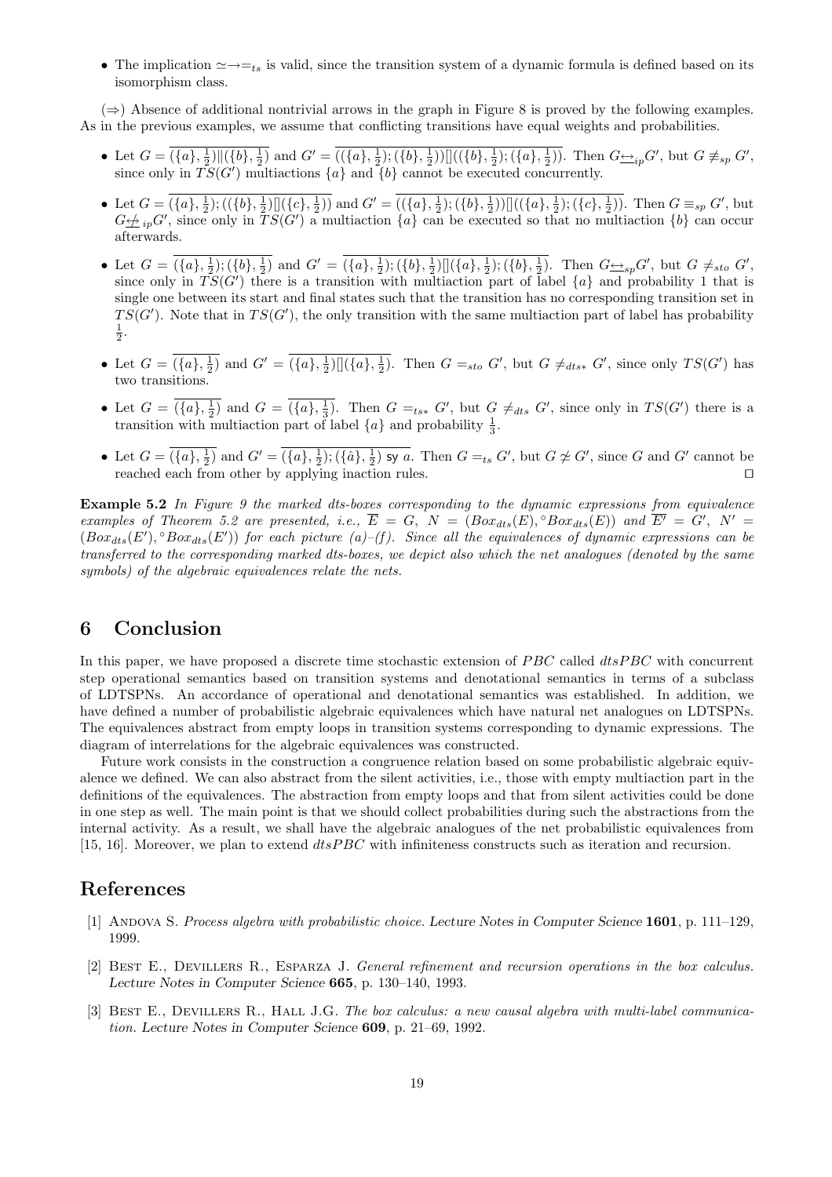- The implication $\simeq \rightarrow =_{ts}$ is valid, since the transition system of a dynamic formula is defined based on its isomorphism class.

($\Rightarrow$) Absence of additional nontrivial arrows in the graph in Figure 8 is proved by the following examples. As in the previous examples, we assume that conflicting transitions have equal weights and probabilities.

- Let $G = \overline{(\{a\}, \frac{1}{2}) \| (\{b\}, \frac{1}{2})}$ and $G' = \overline{((\{a\}, \frac{1}{2}); (\{b\}, \frac{1}{2})) [] ((\{b\}, \frac{1}{2}); (\{a\}, \frac{1}{2}))}$. Then $G \underline{\leftrightarrow}_{ip} G'$, but $G \not\equiv_{sp} G'$, since only in $TS(G')$ multiactions $\{a\}$ and $\{b\}$ cannot be executed concurrently.
- Let $G = \overline{(\{a\}, \frac{1}{2}); ((\{b\}, \frac{1}{2}) [] (\{c\}, \frac{1}{2}))}$ and $G' = \overline{((\{a\}, \frac{1}{2}); (\{b\}, \frac{1}{2})) [] ((\{a\}, \frac{1}{2}); (\{c\}, \frac{1}{2}))}$. Then $G \equiv_{sp} G'$, but $G \underline{\not\leftrightarrow}_{ip} G'$, since only in $TS(G')$ a multiaction $\{a\}$ can be executed so that no multiaction $\{b\}$ can occur afterwards.
- Let $G = \overline{(\{a\}, \frac{1}{2}); (\{b\}, \frac{1}{2})}$ and $G' = \overline{(\{a\}, \frac{1}{2}); (\{b\}, \frac{1}{2}) [] (\{a\}, \frac{1}{2}); (\{b\}, \frac{1}{2})}$. Then $G \underline{\leftrightarrow}_{sp} G'$, but $G \neq_{sto} G'$, since only in $TS(G')$ there is a transition with multiaction part of label $\{a\}$ and probability 1 that is single one between its start and final states such that the transition has no corresponding transition set in $TS(G')$. Note that in $TS(G')$, the only transition with the same multiaction part of label has probability $\frac{1}{2}$.
- Let $G = \overline{(\{a\}, \frac{1}{2})}$ and $G' = \overline{(\{a\}, \frac{1}{2}) [] (\{a\}, \frac{1}{2})}$. Then $G =_{sto} G'$, but $G \neq_{dts*} G'$, since only $TS(G')$ has two transitions.
- Let $G = \overline{(\{a\}, \frac{1}{2})}$ and $G = \overline{(\{a\}, \frac{1}{3})}$. Then $G =_{ts*} G'$, but $G \neq_{dts} G'$, since only in $TS(G')$ there is a transition with multiaction part of label $\{a\}$ and probability $\frac{1}{3}$.
- Let $G = \overline{(\{a\}, \frac{1}{2})}$ and $G' = \overline{(\{a\}, \frac{1}{2}); (\{\hat{a}\}, \frac{1}{2}) \text{ sy } a}$. Then $G =_{ts} G'$, but $G \not\simeq G'$, since $G$ and $G'$ cannot be reached each from other by applying inaction rules. $\square$

**Example 5.2** *In Figure 9 the marked dts-boxes corresponding to the dynamic expressions from equivalence examples of Theorem 5.2 are presented, i.e.,* $\overline{E} = G$, $N = (Box_{dts}(E), {}^{\circ}Box_{dts}(E))$ *and* $\overline{E'} = G'$, $N' = (Box_{dts}(E'), {}^{\circ}Box_{dts}(E'))$ *for each picture (a)–(f). Since all the equivalences of dynamic expressions can be transferred to the corresponding marked dts-boxes, we depict also which the net analogues (denoted by the same symbols) of the algebraic equivalences relate the nets.*

# 6 Conclusion

In this paper, we have proposed a discrete time stochastic extension of *PBC* called *dtsPBC* with concurrent step operational semantics based on transition systems and denotational semantics in terms of a subclass of LDTSPNs. An accordance of operational and denotational semantics was established. In addition, we have defined a number of probabilistic algebraic equivalences which have natural net analogues on LDTSPNs. The equivalences abstract from empty loops in transition systems corresponding to dynamic expressions. The diagram of interrelations for the algebraic equivalences was constructed.

Future work consists in the construction a congruence relation based on some probabilistic algebraic equivalence we defined. We can also abstract from the silent activities, i.e., those with empty multiaction part in the definitions of the equivalences. The abstraction from empty loops and that from silent activities could be done in one step as well. The main point is that we should collect probabilities during such the abstractions from the internal activity. As a result, we shall have the algebraic analogues of the net probabilistic equivalences from [15, 16]. Moreover, we plan to extend *dtsPBC* with infiniteness constructs such as iteration and recursion.

# References

[1] Andova S. *Process algebra with probabilistic choice.* Lecture Notes in Computer Science **1601**, p. 111–129, 1999.

[2] Best E., Devillers R., Esparza J. *General refinement and recursion operations in the box calculus.* Lecture Notes in Computer Science **665**, p. 130–140, 1993.

[3] Best E., Devillers R., Hall J.G. *The box calculus: a new causal algebra with multi-label communication.* Lecture Notes in Computer Science **609**, p. 21–69, 1992.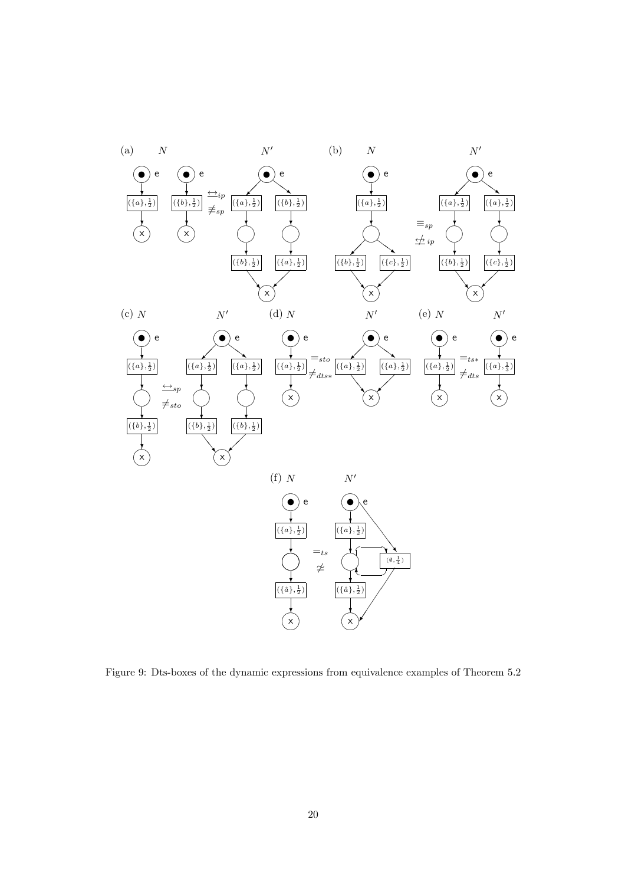Figure 9: Dts-boxes of the dynamic expressions from equivalence examples of Theorem 5.2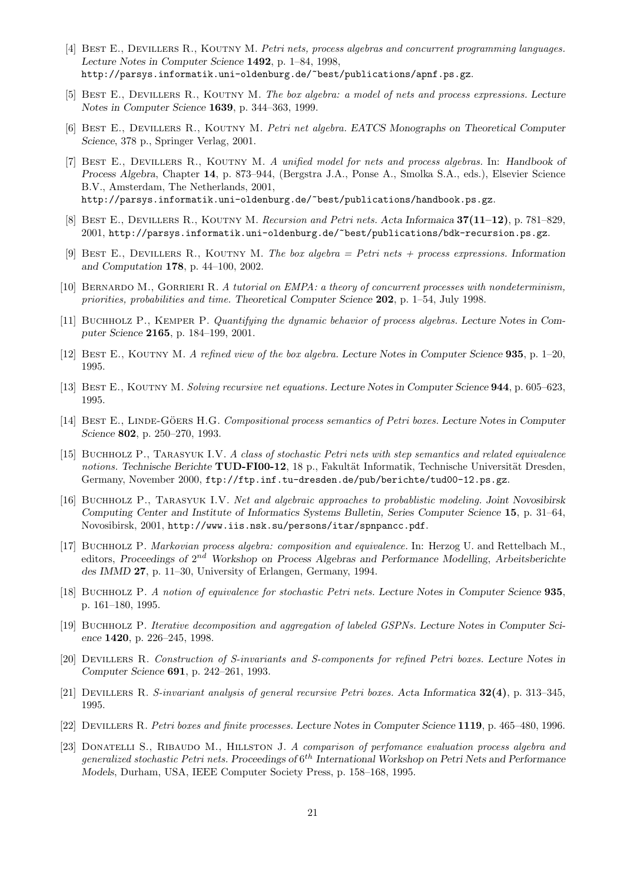[4] Best E., Devillers R., Koutny M. *Petri nets, process algebras and concurrent programming languages. Lecture Notes in Computer Science* **1492**, p. 1–84, 1998, http://parsys.informatik.uni-oldenburg.de/~best/publications/apnf.ps.gz.

[5] Best E., Devillers R., Koutny M. *The box algebra: a model of nets and process expressions. Lecture Notes in Computer Science* **1639**, p. 344–363, 1999.

[6] Best E., Devillers R., Koutny M. *Petri net algebra. EATCS Monographs on Theoretical Computer Science*, 378 p., Springer Verlag, 2001.

[7] Best E., Devillers R., Koutny M. *A unified model for nets and process algebras.* In: *Handbook of Process Algebra*, Chapter **14**, p. 873–944, (Bergstra J.A., Ponse A., Smolka S.A., eds.), Elsevier Science B.V., Amsterdam, The Netherlands, 2001, http://parsys.informatik.uni-oldenburg.de/~best/publications/handbook.ps.gz.

[8] Best E., Devillers R., Koutny M. *Recursion and Petri nets. Acta Informaica* **37(11–12)**, p. 781–829, 2001, http://parsys.informatik.uni-oldenburg.de/~best/publications/bdk-recursion.ps.gz.

[9] Best E., Devillers R., Koutny M. *The box algebra = Petri nets + process expressions. Information and Computation* **178**, p. 44–100, 2002.

[10] Bernardo M., Gorrieri R. *A tutorial on EMPA: a theory of concurrent processes with nondeterminism, priorities, probabilities and time. Theoretical Computer Science* **202**, p. 1–54, July 1998.

[11] Buchholz P., Kemper P. *Quantifying the dynamic behavior of process algebras. Lecture Notes in Computer Science* **2165**, p. 184–199, 2001.

[12] Best E., Koutny M. *A refined view of the box algebra. Lecture Notes in Computer Science* **935**, p. 1–20, 1995.

[13] Best E., Koutny M. *Solving recursive net equations. Lecture Notes in Computer Science* **944**, p. 605–623, 1995.

[14] Best E., Linde-Göers H.G. *Compositional process semantics of Petri boxes. Lecture Notes in Computer Science* **802**, p. 250–270, 1993.

[15] Buchholz P., Tarasyuk I.V. *A class of stochastic Petri nets with step semantics and related equivalence notions. Technische Berichte* **TUD-FI00-12**, 18 p., Fakultät Informatik, Technische Universität Dresden, Germany, November 2000, ftp://ftp.inf.tu-dresden.de/pub/berichte/tud00-12.ps.gz.

[16] Buchholz P., Tarasyuk I.V. *Net and algebraic approaches to probablistic modeling. Joint Novosibirsk Computing Center and Institute of Informatics Systems Bulletin, Series Computer Science* **15**, p. 31–64, Novosibirsk, 2001, http://www.iis.nsk.su/persons/itar/spnpancc.pdf.

[17] Buchholz P. *Markovian process algebra: composition and equivalence.* In: Herzog U. and Rettelbach M., editors, *Proceedings of* $2^{nd}$ *Workshop on Process Algebras and Performance Modelling, Arbeitsberichte des IMMD* **27**, p. 11–30, University of Erlangen, Germany, 1994.

[18] Buchholz P. *A notion of equivalence for stochastic Petri nets. Lecture Notes in Computer Science* **935**, p. 161–180, 1995.

[19] Buchholz P. *Iterative decomposition and aggregation of labeled GSPNs. Lecture Notes in Computer Science* **1420**, p. 226–245, 1998.

[20] Devillers R. *Construction of S-invariants and S-components for refined Petri boxes. Lecture Notes in Computer Science* **691**, p. 242–261, 1993.

[21] Devillers R. *S-invariant analysis of general recursive Petri boxes. Acta Informatica* **32(4)**, p. 313–345, 1995.

[22] Devillers R. *Petri boxes and finite processes. Lecture Notes in Computer Science* **1119**, p. 465–480, 1996.

[23] Donatelli S., Ribaudo M., Hillston J. *A comparison of perfomance evaluation process algebra and generalized stochastic Petri nets. Proceedings of* $6^{th}$ *International Workshop on Petri Nets and Performance Models*, Durham, USA, IEEE Computer Society Press, p. 158–168, 1995.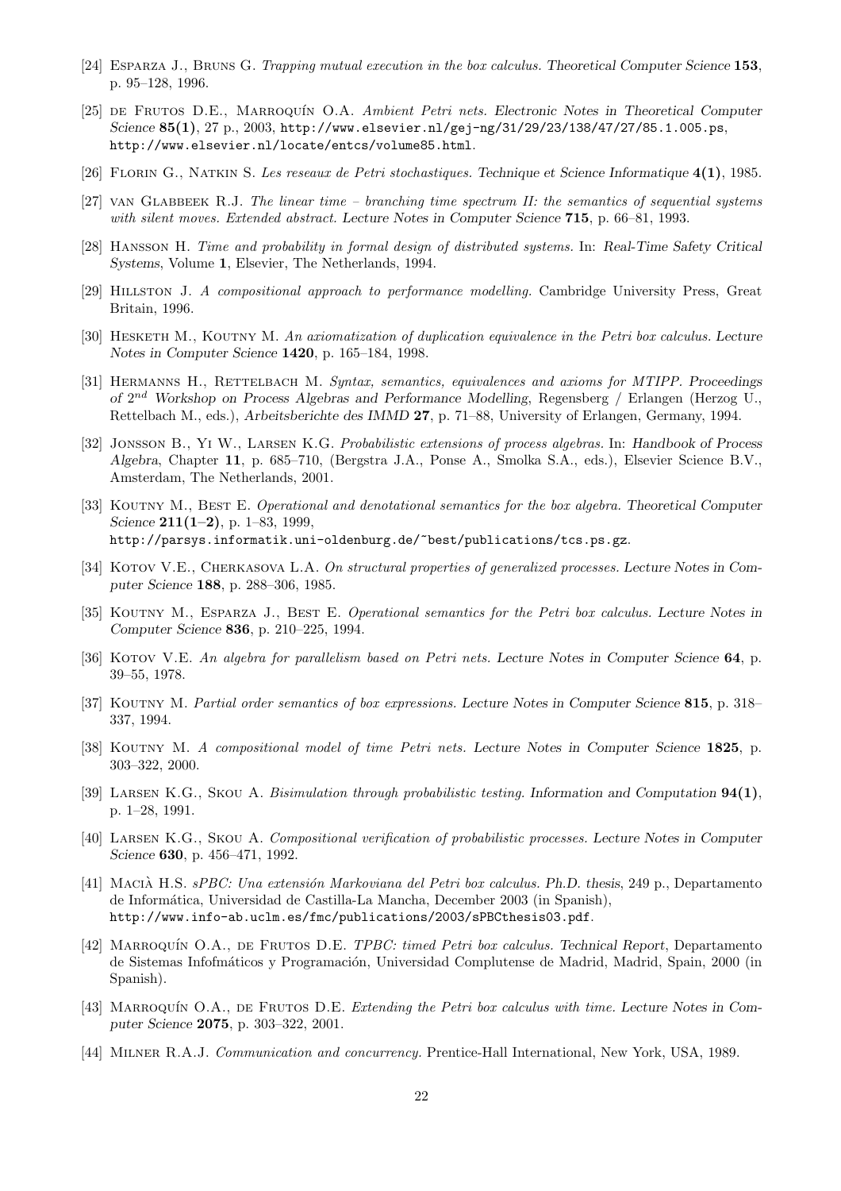[24] Esparza J., Bruns G. *Trapping mutual execution in the box calculus.* Theoretical Computer Science **153**, p. 95–128, 1996.

[25] de Frutos D.E., Marroquín O.A. *Ambient Petri nets.* Electronic Notes in Theoretical Computer Science **85(1)**, 27 p., 2003, http://www.elsevier.nl/gej-ng/31/29/23/138/47/27/85.1.005.ps, http://www.elsevier.nl/locate/entcs/volume85.html.

[26] Florin G., Natkin S. *Les reseaux de Petri stochastiques.* Technique et Science Informatique **4(1)**, 1985.

[27] van Glabbeek R.J. *The linear time – branching time spectrum II: the semantics of sequential systems with silent moves. Extended abstract.* Lecture Notes in Computer Science **715**, p. 66–81, 1993.

[28] Hansson H. *Time and probability in formal design of distributed systems.* In: Real-Time Safety Critical Systems, Volume **1**, Elsevier, The Netherlands, 1994.

[29] Hillston J. *A compositional approach to performance modelling.* Cambridge University Press, Great Britain, 1996.

[30] Hesketh M., Koutny M. *An axiomatization of duplication equivalence in the Petri box calculus.* Lecture Notes in Computer Science **1420**, p. 165–184, 1998.

[31] Hermanns H., Rettelbach M. *Syntax, semantics, equivalences and axioms for MTIPP.* Proceedings of $2^{nd}$ Workshop on Process Algebras and Performance Modelling, Regensberg / Erlangen (Herzog U., Rettelbach M., eds.), Arbeitsberichte des IMMD **27**, p. 71–88, University of Erlangen, Germany, 1994.

[32] Jonsson B., Yi W., Larsen K.G. *Probabilistic extensions of process algebras.* In: Handbook of Process Algebra, Chapter **11**, p. 685–710, (Bergstra J.A., Ponse A., Smolka S.A., eds.), Elsevier Science B.V., Amsterdam, The Netherlands, 2001.

[33] Koutny M., Best E. *Operational and denotational semantics for the box algebra.* Theoretical Computer Science **211(1–2)**, p. 1–83, 1999, http://parsys.informatik.uni-oldenburg.de/~best/publications/tcs.ps.gz.

[34] Kotov V.E., Cherkasova L.A. *On structural properties of generalized processes.* Lecture Notes in Computer Science **188**, p. 288–306, 1985.

[35] Koutny M., Esparza J., Best E. *Operational semantics for the Petri box calculus.* Lecture Notes in Computer Science **836**, p. 210–225, 1994.

[36] Kotov V.E. *An algebra for parallelism based on Petri nets.* Lecture Notes in Computer Science **64**, p. 39–55, 1978.

[37] Koutny M. *Partial order semantics of box expressions.* Lecture Notes in Computer Science **815**, p. 318–337, 1994.

[38] Koutny M. *A compositional model of time Petri nets.* Lecture Notes in Computer Science **1825**, p. 303–322, 2000.

[39] Larsen K.G., Skou A. *Bisimulation through probabilistic testing.* Information and Computation **94(1)**, p. 1–28, 1991.

[40] Larsen K.G., Skou A. *Compositional verification of probabilistic processes.* Lecture Notes in Computer Science **630**, p. 456–471, 1992.

[41] Macià H.S. *sPBC: Una extensión Markoviana del Petri box calculus.* Ph.D. thesis, 249 p., Departamento de Informática, Universidad de Castilla-La Mancha, December 2003 (in Spanish), http://www.info-ab.uclm.es/fmc/publications/2003/sPBCthesis03.pdf.

[42] Marroquín O.A., de Frutos D.E. *TPBC: timed Petri box calculus.* Technical Report, Departamento de Sistemas Infofmáticos y Programación, Universidad Complutense de Madrid, Madrid, Spain, 2000 (in Spanish).

[43] Marroquín O.A., de Frutos D.E. *Extending the Petri box calculus with time.* Lecture Notes in Computer Science **2075**, p. 303–322, 2001.

[44] Milner R.A.J. *Communication and concurrency.* Prentice-Hall International, New York, USA, 1989.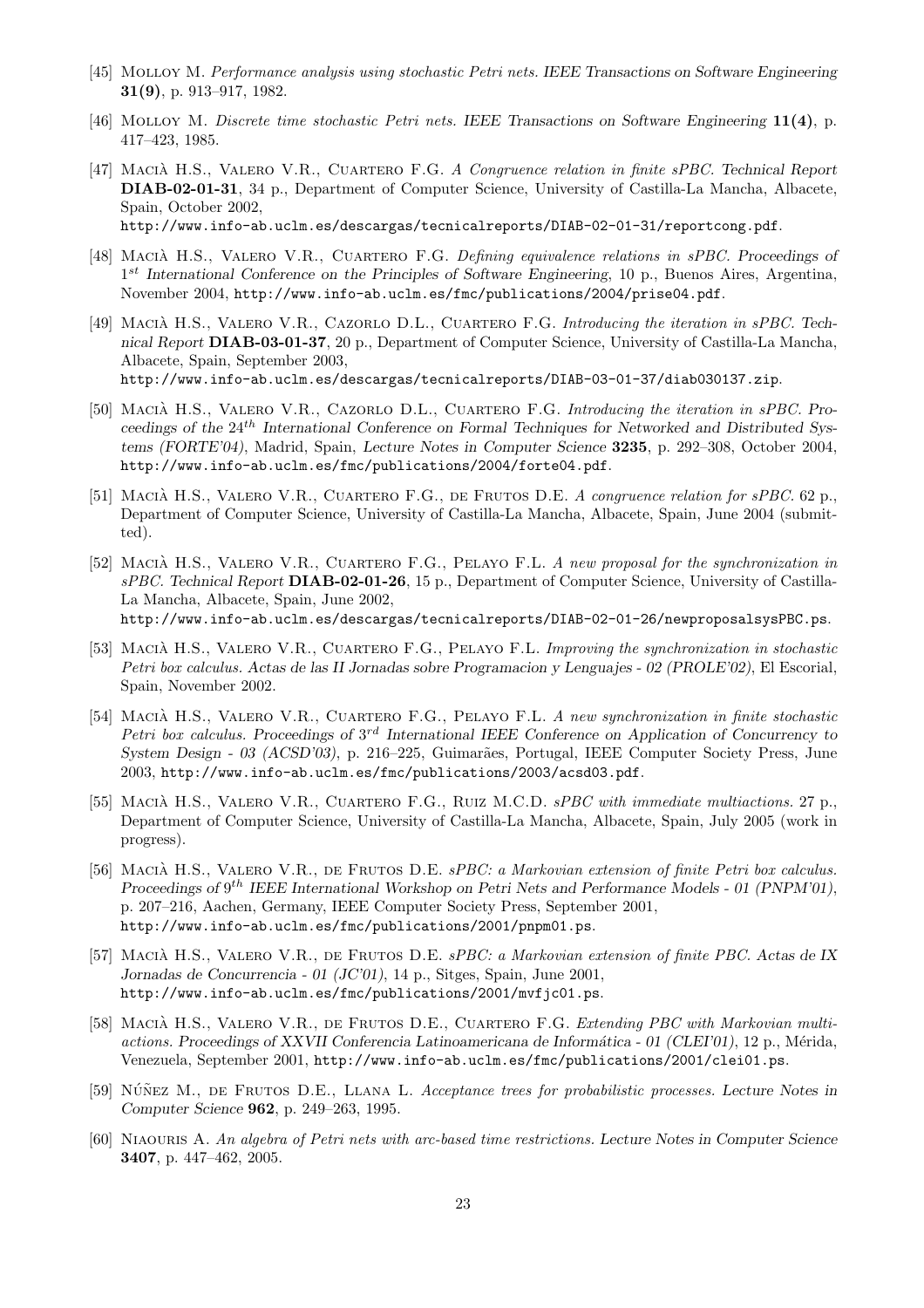[45] Molloy M. *Performance analysis using stochastic Petri nets.* *IEEE Transactions on Software Engineering* **31(9)**, p. 913–917, 1982.

[46] Molloy M. *Discrete time stochastic Petri nets.* *IEEE Transactions on Software Engineering* **11(4)**, p. 417–423, 1985.

[47] Macià H.S., Valero V.R., Cuartero F.G. *A Congruence relation in finite sPBC.* *Technical Report* **DIAB-02-01-31**, 34 p., Department of Computer Science, University of Castilla-La Mancha, Albacete, Spain, October 2002, http://www.info-ab.uclm.es/descargas/tecnicalreports/DIAB-02-01-31/reportcong.pdf.

[48] Macià H.S., Valero V.R., Cuartero F.G. *Defining equivalence relations in sPBC.* *Proceedings of* $1^{st}$ *International Conference on the Principles of Software Engineering*, 10 p., Buenos Aires, Argentina, November 2004, http://www.info-ab.uclm.es/fmc/publications/2004/prise04.pdf.

[49] Macià H.S., Valero V.R., Cazorlo D.L., Cuartero F.G. *Introducing the iteration in sPBC.* *Technical Report* **DIAB-03-01-37**, 20 p., Department of Computer Science, University of Castilla-La Mancha, Albacete, Spain, September 2003, http://www.info-ab.uclm.es/descargas/tecnicalreports/DIAB-03-01-37/diab030137.zip.

[50] Macià H.S., Valero V.R., Cazorlo D.L., Cuartero F.G. *Introducing the iteration in sPBC.* *Proceedings of the* $24^{th}$ *International Conference on Formal Techniques for Networked and Distributed Systems (FORTE'04)*, Madrid, Spain, *Lecture Notes in Computer Science* **3235**, p. 292–308, October 2004, http://www.info-ab.uclm.es/fmc/publications/2004/forte04.pdf.

[51] Macià H.S., Valero V.R., Cuartero F.G., de Frutos D.E. *A congruence relation for sPBC.* 62 p., Department of Computer Science, University of Castilla-La Mancha, Albacete, Spain, June 2004 (submitted).

[52] Macià H.S., Valero V.R., Cuartero F.G., Pelayo F.L. *A new proposal for the synchronization in sPBC.* *Technical Report* **DIAB-02-01-26**, 15 p., Department of Computer Science, University of Castilla-La Mancha, Albacete, Spain, June 2002, http://www.info-ab.uclm.es/descargas/tecnicalreports/DIAB-02-01-26/newproposalsysPBC.ps.

[53] Macià H.S., Valero V.R., Cuartero F.G., Pelayo F.L. *Improving the synchronization in stochastic Petri box calculus.* *Actas de las II Jornadas sobre Programacion y Lenguajes - 02 (PROLE'02)*, El Escorial, Spain, November 2002.

[54] Macià H.S., Valero V.R., Cuartero F.G., Pelayo F.L. *A new synchronization in finite stochastic Petri box calculus.* *Proceedings of* $3^{rd}$ *International IEEE Conference on Application of Concurrency to System Design - 03 (ACSD'03)*, p. 216–225, Guimarães, Portugal, IEEE Computer Society Press, June 2003, http://www.info-ab.uclm.es/fmc/publications/2003/acsd03.pdf.

[55] Macià H.S., Valero V.R., Cuartero F.G., Ruiz M.C.D. *sPBC with immediate multiactions.* 27 p., Department of Computer Science, University of Castilla-La Mancha, Albacete, Spain, July 2005 (work in progress).

[56] Macià H.S., Valero V.R., de Frutos D.E. *sPBC: a Markovian extension of finite Petri box calculus.* *Proceedings of* $9^{th}$ *IEEE International Workshop on Petri Nets and Performance Models - 01 (PNPM'01)*, p. 207–216, Aachen, Germany, IEEE Computer Society Press, September 2001, http://www.info-ab.uclm.es/fmc/publications/2001/pnpm01.ps.

[57] Macià H.S., Valero V.R., de Frutos D.E. *sPBC: a Markovian extension of finite PBC.* *Actas de IX Jornadas de Concurrencia - 01 (JC'01)*, 14 p., Sitges, Spain, June 2001, http://www.info-ab.uclm.es/fmc/publications/2001/mvfjc01.ps.

[58] Macià H.S., Valero V.R., de Frutos D.E., Cuartero F.G. *Extending PBC with Markovian multiactions.* *Proceedings of XXVII Conferencia Latinoamericana de Informática - 01 (CLEI'01)*, 12 p., Mérida, Venezuela, September 2001, http://www.info-ab.uclm.es/fmc/publications/2001/clei01.ps.

[59] Núñez M., de Frutos D.E., Llana L. *Acceptance trees for probabilistic processes.* *Lecture Notes in Computer Science* **962**, p. 249–263, 1995.

[60] Niaouris A. *An algebra of Petri nets with arc-based time restrictions.* *Lecture Notes in Computer Science* **3407**, p. 447–462, 2005.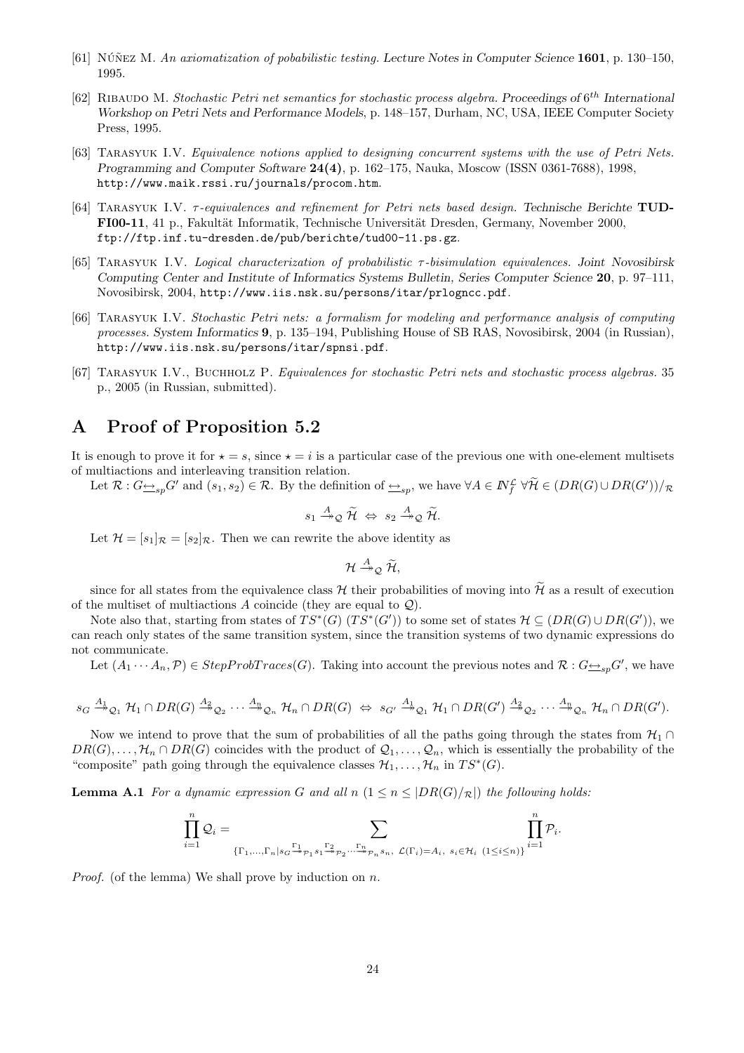[61] Núñez M. *An axiomatization of pobabilistic testing.* Lecture Notes in Computer Science **1601**, p. 130–150, 1995.

[62] Ribaudo M. *Stochastic Petri net semantics for stochastic process algebra.* Proceedings of $6^{th}$ International Workshop on Petri Nets and Performance Models, p. 148–157, Durham, NC, USA, IEEE Computer Society Press, 1995.

[63] Tarasyuk I.V. *Equivalence notions applied to designing concurrent systems with the use of Petri Nets.* Programming and Computer Software **24(4)**, p. 162–175, Nauka, Moscow (ISSN 0361-7688), 1998, http://www.maik.rssi.ru/journals/procom.htm.

[64] Tarasyuk I.V. *τ-equivalences and refinement for Petri nets based design.* Technische Berichte **TUD-FI00-11**, 41 p., Fakultät Informatik, Technische Universität Dresden, Germany, November 2000, ftp://ftp.inf.tu-dresden.de/pub/berichte/tud00-11.ps.gz.

[65] Tarasyuk I.V. *Logical characterization of probabilistic τ-bisimulation equivalences.* Joint Novosibirsk Computing Center and Institute of Informatics Systems Bulletin, Series Computer Science **20**, p. 97–111, Novosibirsk, 2004, http://www.iis.nsk.su/persons/itar/prlogncc.pdf.

[66] Tarasyuk I.V. *Stochastic Petri nets: a formalism for modeling and performance analysis of computing processes.* System Informatics **9**, p. 135–194, Publishing House of SB RAS, Novosibirsk, 2004 (in Russian), http://www.iis.nsk.su/persons/itar/spnsi.pdf.

[67] Tarasyuk I.V., Buchholz P. *Equivalences for stochastic Petri nets and stochastic process algebras.* 35 p., 2005 (in Russian, submitted).

# A Proof of Proposition 5.2

It is enough to prove it for $\star = s$, since $\star = i$ is a particular case of the previous one with one-element multisets of multiactions and interleaving transition relation.

Let $\mathcal{R} : G \underline{\leftrightarrow}_{sp} G'$ and $(s_1, s_2) \in \mathcal{R}$. By the definition of $\underline{\leftrightarrow}_{sp}$, we have $\forall A \in I\!N_f^{\mathcal{L}}\ \forall \widetilde{\mathcal{H}} \in (DR(G) \cup DR(G'))/_{\mathcal{R}}$

$$s_1 \xrightarrow{A}_{\mathcal{Q}} \widetilde{\mathcal{H}} \ \Leftrightarrow\ s_2 \xrightarrow{A}_{\mathcal{Q}} \widetilde{\mathcal{H}}.$$

Let $\mathcal{H} = [s_1]_{\mathcal{R}} = [s_2]_{\mathcal{R}}$. Then we can rewrite the above identity as

$$\mathcal{H} \xrightarrow{A}_{\mathcal{Q}} \widetilde{\mathcal{H}},$$

since for all states from the equivalence class $\mathcal{H}$ their probabilities of moving into $\widetilde{\mathcal{H}}$ as a result of execution of the multiset of multiactions $A$ coincide (they are equal to $\mathcal{Q}$).

Note also that, starting from states of $TS^*(G)$ ($TS^*(G')$) to some set of states $\mathcal{H} \subseteq (DR(G) \cup DR(G'))$, we can reach only states of the same transition system, since the transition systems of two dynamic expressions do not communicate.

Let $(A_1 \cdots A_n, \mathcal{P}) \in StepProbTraces(G)$. Taking into account the previous notes and $\mathcal{R} : G \underline{\leftrightarrow}_{sp} G'$, we have

$$s_G \xrightarrow{A_1}_{\mathcal{Q}_1} \mathcal{H}_1 \cap DR(G) \xrightarrow{A_2}_{\mathcal{Q}_2} \cdots \xrightarrow{A_n}_{\mathcal{Q}_n} \mathcal{H}_n \cap DR(G) \ \Leftrightarrow\ s_{G'} \xrightarrow{A_1}_{\mathcal{Q}_1} \mathcal{H}_1 \cap DR(G') \xrightarrow{A_2}_{\mathcal{Q}_2} \cdots \xrightarrow{A_n}_{\mathcal{Q}_n} \mathcal{H}_n \cap DR(G').$$

Now we intend to prove that the sum of probabilities of all the paths going through the states from $\mathcal{H}_1 \cap DR(G), \ldots, \mathcal{H}_n \cap DR(G)$ coincides with the product of $\mathcal{Q}_1, \ldots, \mathcal{Q}_n$, which is essentially the probability of the "composite" path going through the equivalence classes $\mathcal{H}_1, \ldots, \mathcal{H}_n$ in $TS^*(G)$.

**Lemma A.1** *For a dynamic expression $G$ and all $n$ $(1 \leq n \leq |DR(G)/_{\mathcal{R}}|)$ the following holds:*

$$\prod_{i=1}^{n} \mathcal{Q}_i = \sum_{\{\Gamma_1, \ldots, \Gamma_n \mid s_G \xrightarrow{\Gamma_1}_{\mathcal{P}_1} s_1 \xrightarrow{\Gamma_2}_{\mathcal{P}_2} \cdots \xrightarrow{\Gamma_n}_{\mathcal{P}_n} s_n,\ \mathcal{L}(\Gamma_i) = A_i,\ s_i \in \mathcal{H}_i\ (1 \leq i \leq n)\}} \ \prod_{i=1}^{n} \mathcal{P}_i.$$

*Proof.* (of the lemma) We shall prove by induction on $n$.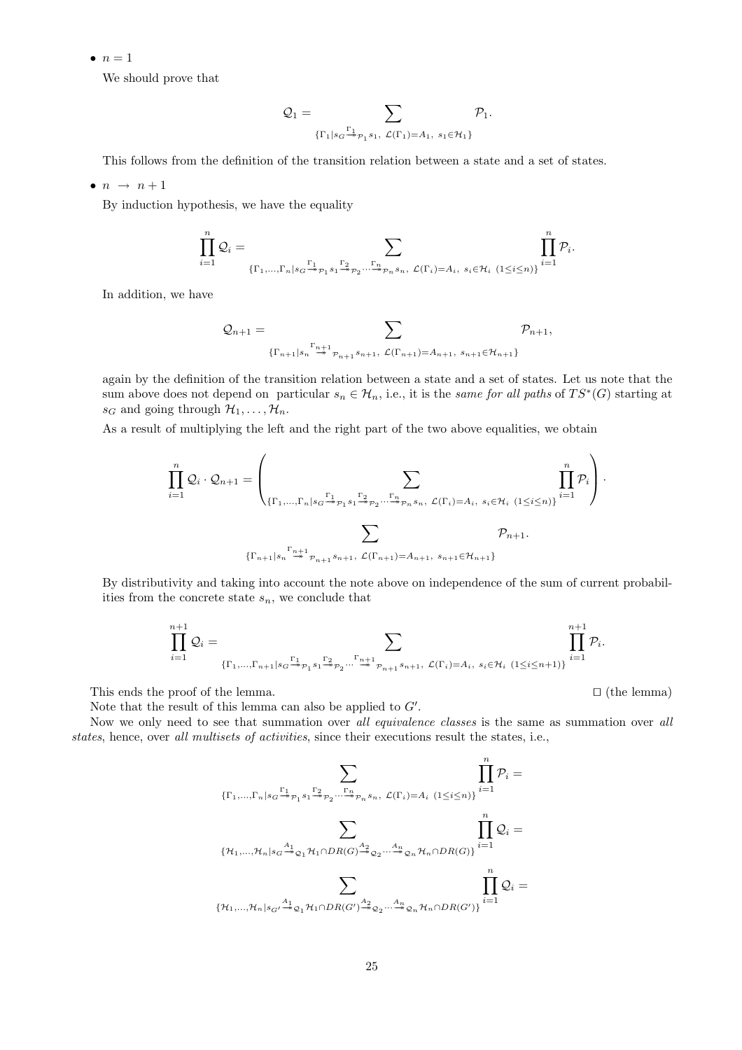- $n = 1$

  We should prove that

$$\mathcal{Q}_1 = \sum_{\{\Gamma_1 | s_G \overset{\Gamma_1}{\twoheadrightarrow}_{\mathcal{P}_1} s_1,\ \mathcal{L}(\Gamma_1) = A_1,\ s_1 \in \mathcal{H}_1\}} \mathcal{P}_1.$$

  This follows from the definition of the transition relation between a state and a set of states.

- $n \ \to \ n+1$

  By induction hypothesis, we have the equality

$$\prod_{i=1}^{n} \mathcal{Q}_i = \sum_{\{\Gamma_1,\dots,\Gamma_n | s_G \overset{\Gamma_1}{\twoheadrightarrow}_{\mathcal{P}_1} s_1 \overset{\Gamma_2}{\twoheadrightarrow}_{\mathcal{P}_2} \cdots \overset{\Gamma_n}{\twoheadrightarrow}_{\mathcal{P}_n} s_n,\ \mathcal{L}(\Gamma_i) = A_i,\ s_i \in \mathcal{H}_i\ (1 \le i \le n)\}} \prod_{i=1}^{n} \mathcal{P}_i.$$

  In addition, we have

$$\mathcal{Q}_{n+1} = \sum_{\{\Gamma_{n+1} | s_n \overset{\Gamma_{n+1}}{\twoheadrightarrow}_{\mathcal{P}_{n+1}} s_{n+1},\ \mathcal{L}(\Gamma_{n+1}) = A_{n+1},\ s_{n+1} \in \mathcal{H}_{n+1}\}} \mathcal{P}_{n+1},$$

  again by the definition of the transition relation between a state and a set of states. Let us note that the sum above does not depend on particular $s_n \in \mathcal{H}_n$, i.e., it is the *same for all paths* of $TS^*(G)$ starting at $s_G$ and going through $\mathcal{H}_1, \dots, \mathcal{H}_n$.

  As a result of multiplying the left and the right part of the two above equalities, we obtain

$$\prod_{i=1}^{n} \mathcal{Q}_i \cdot \mathcal{Q}_{n+1} = \left( \sum_{\{\Gamma_1,\dots,\Gamma_n | s_G \overset{\Gamma_1}{\twoheadrightarrow}_{\mathcal{P}_1} s_1 \overset{\Gamma_2}{\twoheadrightarrow}_{\mathcal{P}_2} \cdots \overset{\Gamma_n}{\twoheadrightarrow}_{\mathcal{P}_n} s_n,\ \mathcal{L}(\Gamma_i) = A_i,\ s_i \in \mathcal{H}_i\ (1 \le i \le n)\}} \prod_{i=1}^{n} \mathcal{P}_i \right) \cdot$$

$$\sum_{\{\Gamma_{n+1} | s_n \overset{\Gamma_{n+1}}{\twoheadrightarrow}_{\mathcal{P}_{n+1}} s_{n+1},\ \mathcal{L}(\Gamma_{n+1}) = A_{n+1},\ s_{n+1} \in \mathcal{H}_{n+1}\}} \mathcal{P}_{n+1}.$$

  By distributivity and taking into account the note above on independence of the sum of current probabilities from the concrete state $s_n$, we conclude that

$$\prod_{i=1}^{n+1} \mathcal{Q}_i = \sum_{\{\Gamma_1,\dots,\Gamma_{n+1} | s_G \overset{\Gamma_1}{\twoheadrightarrow}_{\mathcal{P}_1} s_1 \overset{\Gamma_2}{\twoheadrightarrow}_{\mathcal{P}_2} \cdots \overset{\Gamma_{n+1}}{\twoheadrightarrow}_{\mathcal{P}_{n+1}} s_{n+1},\ \mathcal{L}(\Gamma_i) = A_i,\ s_i \in \mathcal{H}_i\ (1 \le i \le n+1)\}} \prod_{i=1}^{n+1} \mathcal{P}_i.$$

This ends the proof of the lemma. □ (the lemma)

Note that the result of this lemma can also be applied to $G'$.

Now we only need to see that summation over *all equivalence classes* is the same as summation over *all states*, hence, over *all multisets of activities*, since their executions result the states, i.e.,

$$\sum_{\{\Gamma_1,\dots,\Gamma_n | s_G \overset{\Gamma_1}{\twoheadrightarrow}_{\mathcal{P}_1} s_1 \overset{\Gamma_2}{\twoheadrightarrow}_{\mathcal{P}_2} \cdots \overset{\Gamma_n}{\twoheadrightarrow}_{\mathcal{P}_n} s_n,\ \mathcal{L}(\Gamma_i) = A_i\ (1 \le i \le n)\}} \prod_{i=1}^{n} \mathcal{P}_i =$$

$$\sum_{\{\mathcal{H}_1,\dots,\mathcal{H}_n | s_G \overset{A_1}{\twoheadrightarrow}_{\mathcal{Q}_1} \mathcal{H}_1 \cap DR(G) \overset{A_2}{\twoheadrightarrow}_{\mathcal{Q}_2} \cdots \overset{A_n}{\twoheadrightarrow}_{\mathcal{Q}_n} \mathcal{H}_n \cap DR(G)\}} \prod_{i=1}^{n} \mathcal{Q}_i =$$

$$\sum_{\{\mathcal{H}_1,\dots,\mathcal{H}_n | s_{G'} \overset{A_1}{\twoheadrightarrow}_{\mathcal{Q}_1} \mathcal{H}_1 \cap DR(G') \overset{A_2}{\twoheadrightarrow}_{\mathcal{Q}_2} \cdots \overset{A_n}{\twoheadrightarrow}_{\mathcal{Q}_n} \mathcal{H}_n \cap DR(G')\}} \prod_{i=1}^{n} \mathcal{Q}_i =$$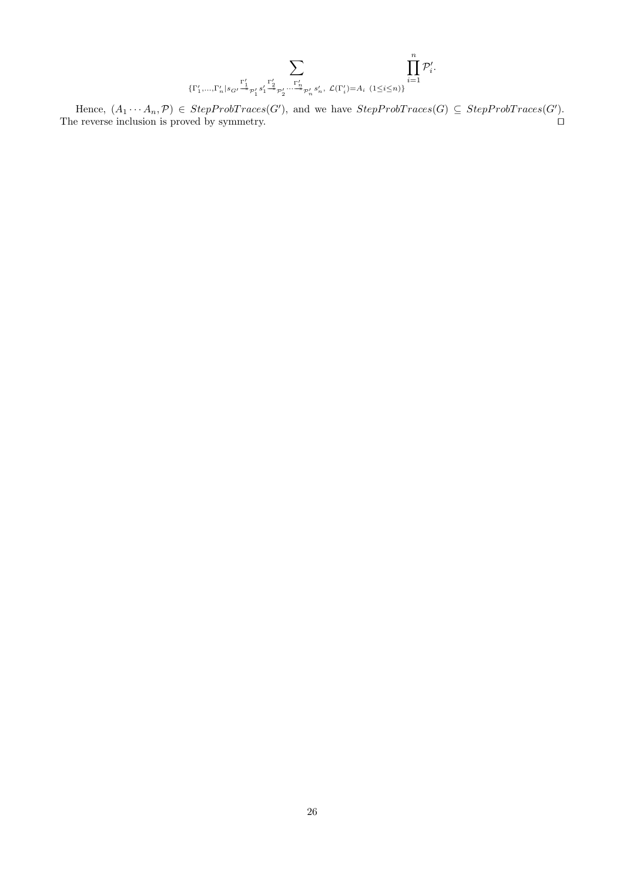$$\sum_{\{\Gamma'_1,\ldots,\Gamma'_n \mid s_{G'} \overset{\Gamma'_1}{\twoheadrightarrow}_{\mathcal{P}'_1} s'_1 \overset{\Gamma'_2}{\twoheadrightarrow}_{\mathcal{P}'_2} \cdots \overset{\Gamma'_n}{\twoheadrightarrow}_{\mathcal{P}'_n} s'_n,\ \mathcal{L}(\Gamma'_i)=A_i\ (1\leq i\leq n)\}} \prod_{i=1}^{n} \mathcal{P}'_i.$$

Hence, $(A_1 \cdots A_n, \mathcal{P}) \in StepProbTraces(G')$, and we have $StepProbTraces(G) \subseteq StepProbTraces(G')$. The reverse inclusion is proved by symmetry. □